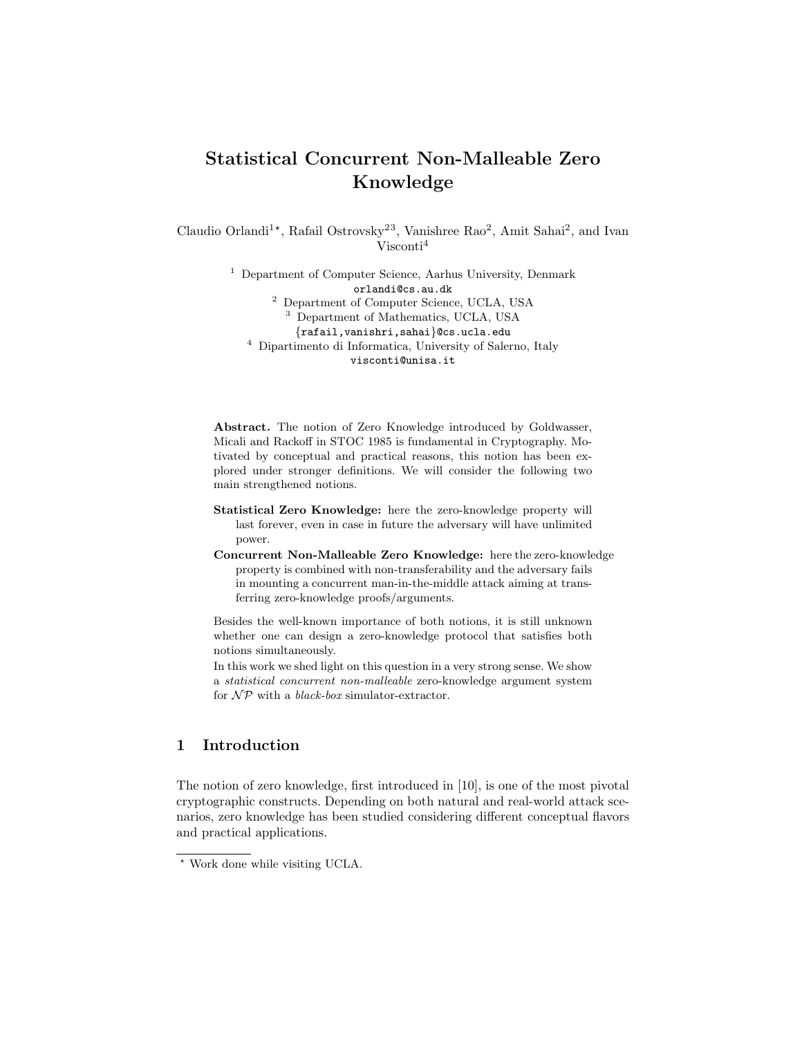# Statistical Concurrent Non-Malleable Zero Knowledge

Claudio Orlandi[1⋆], Rafail Ostrovsky[23], Vanishree Rao[2], Amit Sahai[2], and Ivan Visconti[4]

[1] Department of Computer Science, Aarhus University, Denmark
orlandi@cs.au.dk
[2] Department of Computer Science, UCLA, USA
[3] Department of Mathematics, UCLA, USA
{rafail,vanishri,sahai}@cs.ucla.edu
[4] Dipartimento di Informatica, University of Salerno, Italy
visconti@unisa.it

**Abstract.** The notion of Zero Knowledge introduced by Goldwasser, Micali and Rackoff in STOC 1985 is fundamental in Cryptography. Motivated by conceptual and practical reasons, this notion has been explored under stronger definitions. We will consider the following two main strengthened notions.

**Statistical Zero Knowledge:** here the zero-knowledge property will last forever, even in case in future the adversary will have unlimited power.

**Concurrent Non-Malleable Zero Knowledge:** here the zero-knowledge property is combined with non-transferability and the adversary fails in mounting a concurrent man-in-the-middle attack aiming at transferring zero-knowledge proofs/arguments.

Besides the well-known importance of both notions, it is still unknown whether one can design a zero-knowledge protocol that satisfies both notions simultaneously.

In this work we shed light on this question in a very strong sense. We show a *statistical concurrent non-malleable* zero-knowledge argument system for $\mathcal{NP}$ with a *black-box* simulator-extractor.

## 1 Introduction

The notion of zero knowledge, first introduced in [10], is one of the most pivotal cryptographic constructs. Depending on both natural and real-world attack scenarios, zero knowledge has been studied considering different conceptual flavors and practical applications.

⋆ Work done while visiting UCLA.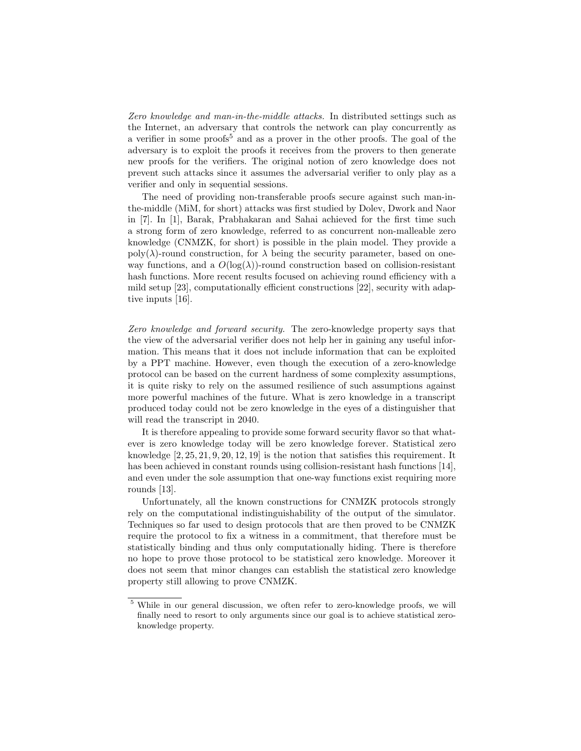*Zero knowledge and man-in-the-middle attacks.* In distributed settings such as the Internet, an adversary that controls the network can play concurrently as a verifier in some proofs[5] and as a prover in the other proofs. The goal of the adversary is to exploit the proofs it receives from the provers to then generate new proofs for the verifiers. The original notion of zero knowledge does not prevent such attacks since it assumes the adversarial verifier to only play as a verifier and only in sequential sessions.

The need of providing non-transferable proofs secure against such man-in-the-middle (MiM, for short) attacks was first studied by Dolev, Dwork and Naor in [7]. In [1], Barak, Prabhakaran and Sahai achieved for the first time such a strong form of zero knowledge, referred to as concurrent non-malleable zero knowledge (CNMZK, for short) is possible in the plain model. They provide a poly($\lambda$)-round construction, for $\lambda$ being the security parameter, based on one-way functions, and a $O(\log(\lambda))$-round construction based on collision-resistant hash functions. More recent results focused on achieving round efficiency with a mild setup [23], computationally efficient constructions [22], security with adaptive inputs [16].

*Zero knowledge and forward security.* The zero-knowledge property says that the view of the adversarial verifier does not help her in gaining any useful information. This means that it does not include information that can be exploited by a PPT machine. However, even though the execution of a zero-knowledge protocol can be based on the current hardness of some complexity assumptions, it is quite risky to rely on the assumed resilience of such assumptions against more powerful machines of the future. What is zero knowledge in a transcript produced today could not be zero knowledge in the eyes of a distinguisher that will read the transcript in 2040.

It is therefore appealing to provide some forward security flavor so that whatever is zero knowledge today will be zero knowledge forever. Statistical zero knowledge [2, 25, 21, 9, 20, 12, 19] is the notion that satisfies this requirement. It has been achieved in constant rounds using collision-resistant hash functions [14], and even under the sole assumption that one-way functions exist requiring more rounds [13].

Unfortunately, all the known constructions for CNMZK protocols strongly rely on the computational indistinguishability of the output of the simulator. Techniques so far used to design protocols that are then proved to be CNMZK require the protocol to fix a witness in a commitment, that therefore must be statistically binding and thus only computationally hiding. There is therefore no hope to prove those protocol to be statistical zero knowledge. Moreover it does not seem that minor changes can establish the statistical zero knowledge property still allowing to prove CNMZK.

[5] While in our general discussion, we often refer to zero-knowledge proofs, we will finally need to resort to only arguments since our goal is to achieve statistical zero-knowledge property.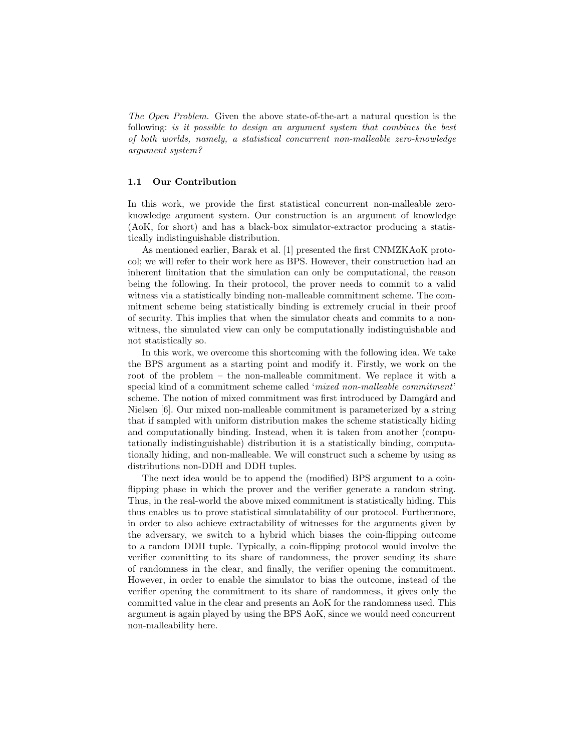*The Open Problem.* Given the above state-of-the-art a natural question is the following: *is it possible to design an argument system that combines the best of both worlds, namely, a statistical concurrent non-malleable zero-knowledge argument system?*

### 1.1 Our Contribution

In this work, we provide the first statistical concurrent non-malleable zero-knowledge argument system. Our construction is an argument of knowledge (AoK, for short) and has a black-box simulator-extractor producing a statistically indistinguishable distribution.

As mentioned earlier, Barak et al. [1] presented the first CNMZKAoK protocol; we will refer to their work here as BPS. However, their construction had an inherent limitation that the simulation can only be computational, the reason being the following. In their protocol, the prover needs to commit to a valid witness via a statistically binding non-malleable commitment scheme. The commitment scheme being statistically binding is extremely crucial in their proof of security. This implies that when the simulator cheats and commits to a non-witness, the simulated view can only be computationally indistinguishable and not statistically so.

In this work, we overcome this shortcoming with the following idea. We take the BPS argument as a starting point and modify it. Firstly, we work on the root of the problem – the non-malleable commitment. We replace it with a special kind of a commitment scheme called '*mixed non-malleable commitment*' scheme. The notion of mixed commitment was first introduced by Damgård and Nielsen [6]. Our mixed non-malleable commitment is parameterized by a string that if sampled with uniform distribution makes the scheme statistically hiding and computationally binding. Instead, when it is taken from another (computationally indistinguishable) distribution it is a statistically binding, computationally hiding, and non-malleable. We will construct such a scheme by using as distributions non-DDH and DDH tuples.

The next idea would be to append the (modified) BPS argument to a coin-flipping phase in which the prover and the verifier generate a random string. Thus, in the real-world the above mixed commitment is statistically hiding. This thus enables us to prove statistical simulatability of our protocol. Furthermore, in order to also achieve extractability of witnesses for the arguments given by the adversary, we switch to a hybrid which biases the coin-flipping outcome to a random DDH tuple. Typically, a coin-flipping protocol would involve the verifier committing to its share of randomness, the prover sending its share of randomness in the clear, and finally, the verifier opening the commitment. However, in order to enable the simulator to bias the outcome, instead of the verifier opening the commitment to its share of randomness, it gives only the committed value in the clear and presents an AoK for the randomness used. This argument is again played by using the BPS AoK, since we would need concurrent non-malleability here.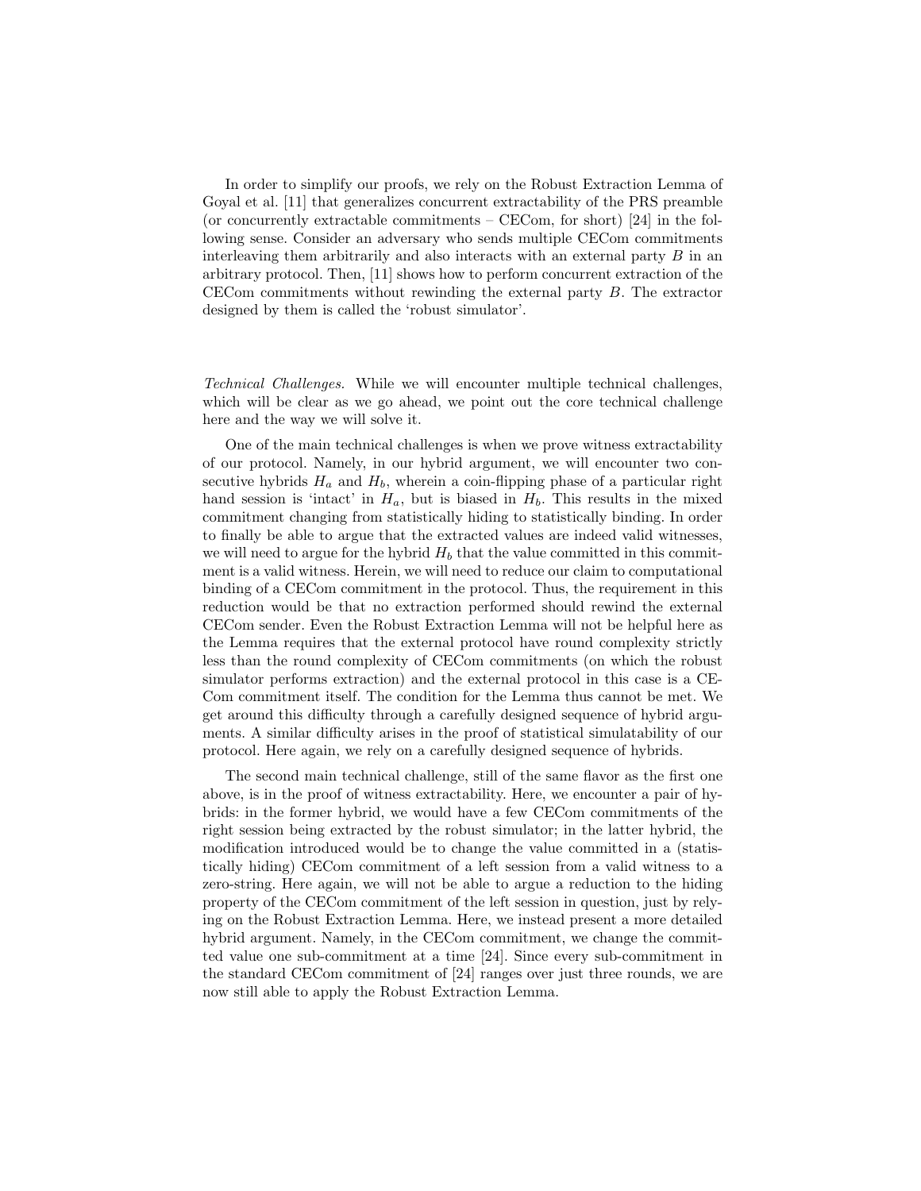In order to simplify our proofs, we rely on the Robust Extraction Lemma of Goyal et al. [11] that generalizes concurrent extractability of the PRS preamble (or concurrently extractable commitments – CECom, for short) [24] in the following sense. Consider an adversary who sends multiple CECom commitments interleaving them arbitrarily and also interacts with an external party $B$ in an arbitrary protocol. Then, [11] shows how to perform concurrent extraction of the CECom commitments without rewinding the external party $B$. The extractor designed by them is called the 'robust simulator'.

*Technical Challenges.* While we will encounter multiple technical challenges, which will be clear as we go ahead, we point out the core technical challenge here and the way we will solve it.

One of the main technical challenges is when we prove witness extractability of our protocol. Namely, in our hybrid argument, we will encounter two consecutive hybrids $H_a$ and $H_b$, wherein a coin-flipping phase of a particular right hand session is 'intact' in $H_a$, but is biased in $H_b$. This results in the mixed commitment changing from statistically hiding to statistically binding. In order to finally be able to argue that the extracted values are indeed valid witnesses, we will need to argue for the hybrid $H_b$ that the value committed in this commitment is a valid witness. Herein, we will need to reduce our claim to computational binding of a CECom commitment in the protocol. Thus, the requirement in this reduction would be that no extraction performed should rewind the external CECom sender. Even the Robust Extraction Lemma will not be helpful here as the Lemma requires that the external protocol have round complexity strictly less than the round complexity of CECom commitments (on which the robust simulator performs extraction) and the external protocol in this case is a CECom commitment itself. The condition for the Lemma thus cannot be met. We get around this difficulty through a carefully designed sequence of hybrid arguments. A similar difficulty arises in the proof of statistical simulatability of our protocol. Here again, we rely on a carefully designed sequence of hybrids.

The second main technical challenge, still of the same flavor as the first one above, is in the proof of witness extractability. Here, we encounter a pair of hybrids: in the former hybrid, we would have a few CECom commitments of the right session being extracted by the robust simulator; in the latter hybrid, the modification introduced would be to change the value committed in a (statistically hiding) CECom commitment of a left session from a valid witness to a zero-string. Here again, we will not be able to argue a reduction to the hiding property of the CECom commitment of the left session in question, just by relying on the Robust Extraction Lemma. Here, we instead present a more detailed hybrid argument. Namely, in the CECom commitment, we change the committed value one sub-commitment at a time [24]. Since every sub-commitment in the standard CECom commitment of [24] ranges over just three rounds, we are now still able to apply the Robust Extraction Lemma.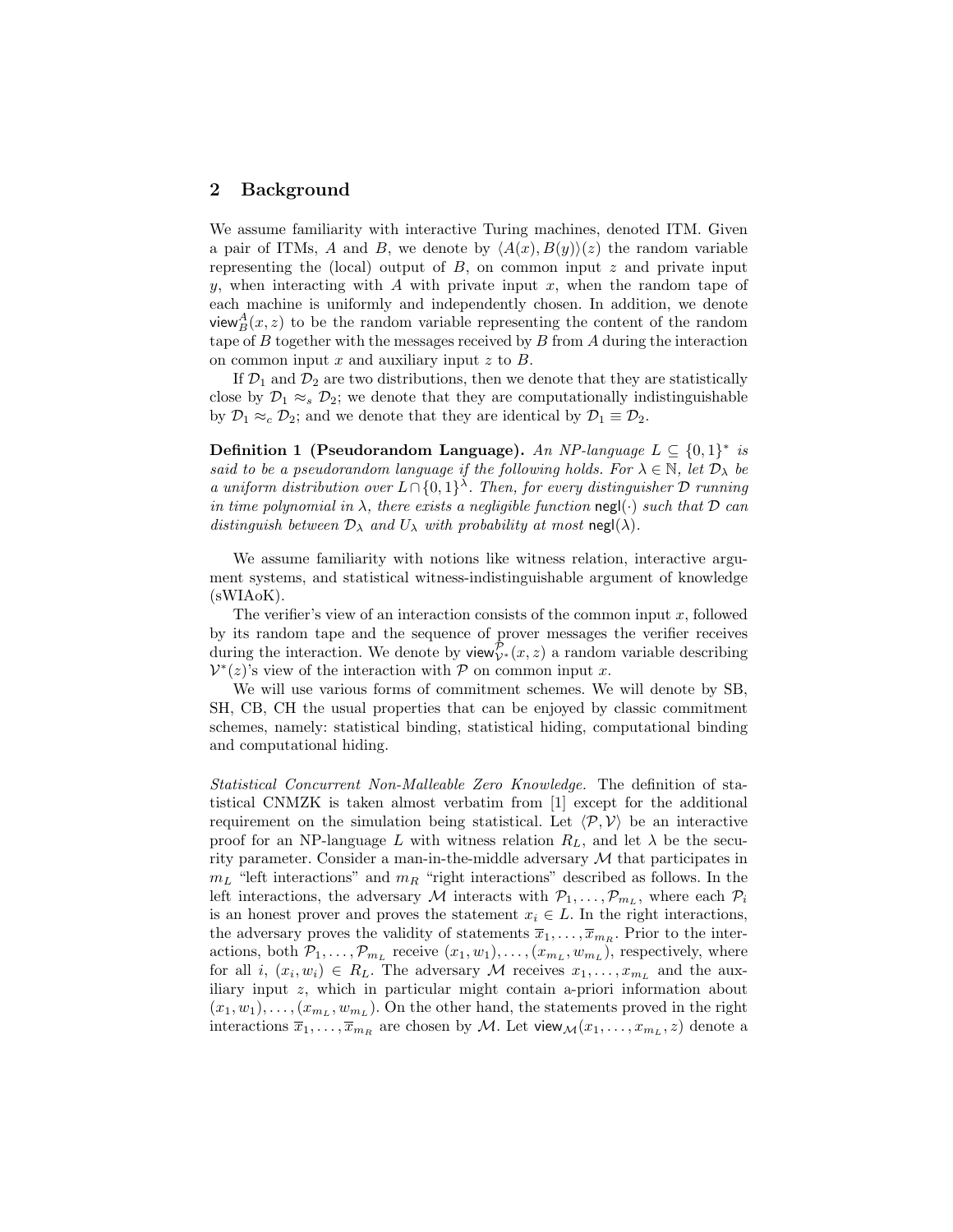## 2 Background

We assume familiarity with interactive Turing machines, denoted ITM. Given a pair of ITMs, $A$ and $B$, we denote by $\langle A(x), B(y)\rangle(z)$ the random variable representing the (local) output of $B$, on common input $z$ and private input $y$, when interacting with $A$ with private input $x$, when the random tape of each machine is uniformly and independently chosen. In addition, we denote $\mathsf{view}_B^A(x, z)$ to be the random variable representing the content of the random tape of $B$ together with the messages received by $B$ from $A$ during the interaction on common input $x$ and auxiliary input $z$ to $B$.

If $\mathcal{D}_1$ and $\mathcal{D}_2$ are two distributions, then we denote that they are statistically close by $\mathcal{D}_1 \approx_s \mathcal{D}_2$; we denote that they are computationally indistinguishable by $\mathcal{D}_1 \approx_c \mathcal{D}_2$; and we denote that they are identical by $\mathcal{D}_1 \equiv \mathcal{D}_2$.

**Definition 1 (Pseudorandom Language).** *An NP-language $L \subseteq \{0,1\}^*$ is said to be a pseudorandom language if the following holds. For $\lambda \in \mathbb{N}$, let $\mathcal{D}_\lambda$ be a uniform distribution over $L \cap \{0,1\}^\lambda$. Then, for every distinguisher $\mathcal{D}$ running in time polynomial in $\lambda$, there exists a negligible function $\mathsf{negl}(\cdot)$ such that $\mathcal{D}$ can distinguish between $\mathcal{D}_\lambda$ and $U_\lambda$ with probability at most $\mathsf{negl}(\lambda)$.*

We assume familiarity with notions like witness relation, interactive argument systems, and statistical witness-indistinguishable argument of knowledge (sWIAoK).

The verifier's view of an interaction consists of the common input $x$, followed by its random tape and the sequence of prover messages the verifier receives during the interaction. We denote by $\mathsf{view}_{\mathcal{V}^*}^{\mathcal{P}}(x, z)$ a random variable describing $\mathcal{V}^*(z)$'s view of the interaction with $\mathcal{P}$ on common input $x$.

We will use various forms of commitment schemes. We will denote by SB, SH, CB, CH the usual properties that can be enjoyed by classic commitment schemes, namely: statistical binding, statistical hiding, computational binding and computational hiding.

*Statistical Concurrent Non-Malleable Zero Knowledge.* The definition of statistical CNMZK is taken almost verbatim from [1] except for the additional requirement on the simulation being statistical. Let $\langle \mathcal{P}, \mathcal{V}\rangle$ be an interactive proof for an NP-language $L$ with witness relation $R_L$, and let $\lambda$ be the security parameter. Consider a man-in-the-middle adversary $\mathcal{M}$ that participates in $m_L$ "left interactions" and $m_R$ "right interactions" described as follows. In the left interactions, the adversary $\mathcal{M}$ interacts with $\mathcal{P}_1, \ldots, \mathcal{P}_{m_L}$, where each $\mathcal{P}_i$ is an honest prover and proves the statement $x_i \in L$. In the right interactions, the adversary proves the validity of statements $\overline{x}_1, \ldots, \overline{x}_{m_R}$. Prior to the interactions, both $\mathcal{P}_1, \ldots, \mathcal{P}_{m_L}$ receive $(x_1, w_1), \ldots, (x_{m_L}, w_{m_L})$, respectively, where for all $i$, $(x_i, w_i) \in R_L$. The adversary $\mathcal{M}$ receives $x_1, \ldots, x_{m_L}$ and the auxiliary input $z$, which in particular might contain a-priori information about $(x_1, w_1), \ldots, (x_{m_L}, w_{m_L})$. On the other hand, the statements proved in the right interactions $\overline{x}_1, \ldots, \overline{x}_{m_R}$ are chosen by $\mathcal{M}$. Let $\mathsf{view}_{\mathcal{M}}(x_1, \ldots, x_{m_L}, z)$ denote a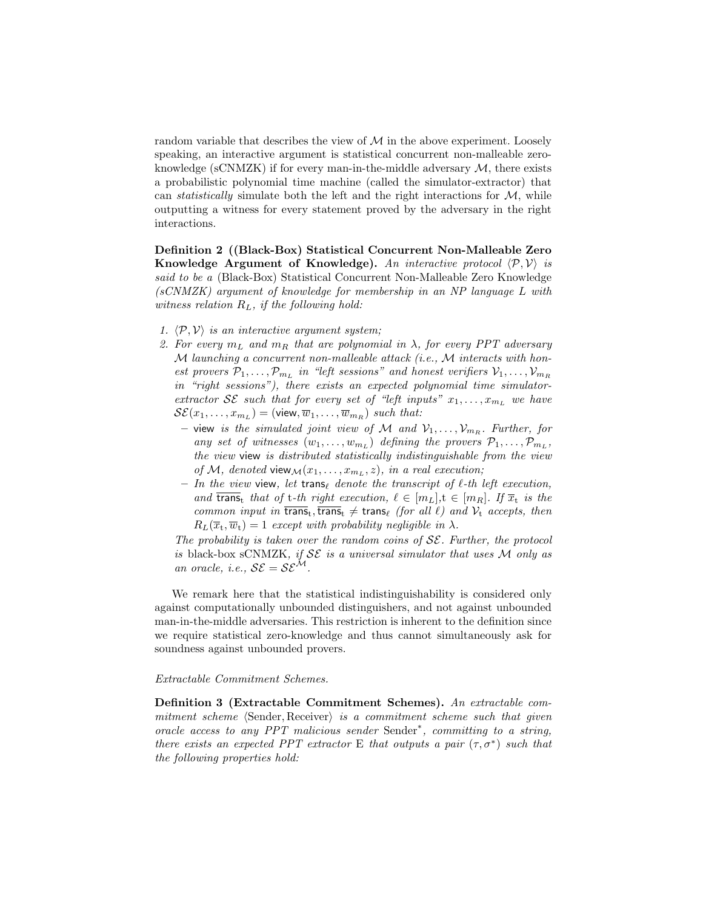random variable that describes the view of $\mathcal{M}$ in the above experiment. Loosely speaking, an interactive argument is statistical concurrent non-malleable zero-knowledge (sCNMZK) if for every man-in-the-middle adversary $\mathcal{M}$, there exists a probabilistic polynomial time machine (called the simulator-extractor) that can *statistically* simulate both the left and the right interactions for $\mathcal{M}$, while outputting a witness for every statement proved by the adversary in the right interactions.

**Definition 2 ((Black-Box) Statistical Concurrent Non-Malleable Zero Knowledge Argument of Knowledge).** *An interactive protocol $\langle \mathcal{P}, \mathcal{V} \rangle$ is said to be a* (Black-Box) Statistical Concurrent Non-Malleable Zero Knowledge *(sCNMZK) argument of knowledge for membership in an NP language $L$ with witness relation $R_L$, if the following hold:*

1. *$\langle \mathcal{P}, \mathcal{V} \rangle$ is an interactive argument system;*
2. *For every $m_L$ and $m_R$ that are polynomial in $\lambda$, for every PPT adversary $\mathcal{M}$ launching a concurrent non-malleable attack (i.e., $\mathcal{M}$ interacts with honest provers $\mathcal{P}_1, \ldots, \mathcal{P}_{m_L}$ in "left sessions" and honest verifiers $\mathcal{V}_1, \ldots, \mathcal{V}_{m_R}$ in "right sessions"), there exists an expected polynomial time simulator-extractor $\mathcal{SE}$ such that for every set of "left inputs" $x_1, \ldots, x_{m_L}$ we have $\mathcal{SE}(x_1, \ldots, x_{m_L}) = (\mathsf{view}, \overline{w}_1, \ldots, \overline{w}_{m_R})$ such that:*
   - *$\mathsf{view}$ is the simulated joint view of $\mathcal{M}$ and $\mathcal{V}_1, \ldots, \mathcal{V}_{m_R}$. Further, for any set of witnesses $(w_1, \ldots, w_{m_L})$ defining the provers $\mathcal{P}_1, \ldots, \mathcal{P}_{m_L}$, the view $\mathsf{view}$ is distributed statistically indistinguishable from the view of $\mathcal{M}$, denoted $\mathsf{view}_{\mathcal{M}}(x_1, \ldots, x_{m_L}, z)$, in a real execution;*
   - *In the view $\mathsf{view}$, let $\mathsf{trans}_\ell$ denote the transcript of $\ell$-th left execution, and $\overline{\mathsf{trans}}_{\mathsf{t}}$ that of $\mathsf{t}$-th right execution, $\ell \in [m_L]$,$\mathsf{t} \in [m_R]$. If $\overline{x}_{\mathsf{t}}$ is the common input in $\overline{\mathsf{trans}}_{\mathsf{t}}, \overline{\mathsf{trans}}_{\mathsf{t}} \neq \mathsf{trans}_\ell$ (for all $\ell$) and $\mathcal{V}_{\mathsf{t}}$ accepts, then $R_L(\overline{x}_{\mathsf{t}}, \overline{w}_{\mathsf{t}}) = 1$ except with probability negligible in $\lambda$.*

   *The probability is taken over the random coins of $\mathcal{SE}$. Further, the protocol is* black-box sCNMZK*, if $\mathcal{SE}$ is a universal simulator that uses $\mathcal{M}$ only as an oracle, i.e., $\mathcal{SE} = \mathcal{SE}^{\mathcal{M}}$.*

We remark here that the statistical indistinguishability is considered only against computationally unbounded distinguishers, and not against unbounded man-in-the-middle adversaries. This restriction is inherent to the definition since we require statistical zero-knowledge and thus cannot simultaneously ask for soundness against unbounded provers.

*Extractable Commitment Schemes.*

**Definition 3 (Extractable Commitment Schemes).** *An extractable commitment scheme $\langle$Sender, Receiver$\rangle$ is a commitment scheme such that given oracle access to any PPT malicious sender Sender$^*$, committing to a string, there exists an expected PPT extractor E that outputs a pair $(\tau, \sigma^*)$ such that the following properties hold:*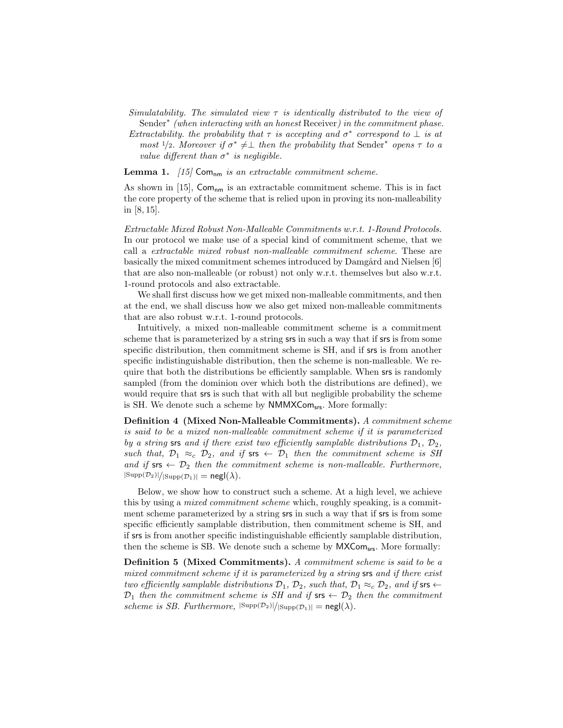*Simulatability. The simulated view $\tau$ is identically distributed to the view of* Sender$^*$ *(when interacting with an honest* Receiver*) in the commitment phase.*

*Extractability. the probability that $\tau$ is accepting and $\sigma^*$ correspond to $\perp$ is at most $1/2$. Moreover if $\sigma^* \neq \perp$ then the probability that* Sender$^*$ *opens $\tau$ to a value different than $\sigma^*$ is negligible.*

**Lemma 1.** *[15]* $\mathsf{Com}_{\mathsf{nm}}$ *is an extractable commitment scheme.*

As shown in [15], $\mathsf{Com}_{\mathsf{nm}}$ is an extractable commitment scheme. This is in fact the core property of the scheme that is relied upon in proving its non-malleability in [8, 15].

*Extractable Mixed Robust Non-Malleable Commitments w.r.t. 1-Round Protocols.* In our protocol we make use of a special kind of commitment scheme, that we call a *extractable mixed robust non-malleable commitment scheme*. These are basically the mixed commitment schemes introduced by Damgård and Nielsen [6] that are also non-malleable (or robust) not only w.r.t. themselves but also w.r.t. 1-round protocols and also extractable.

We shall first discuss how we get mixed non-malleable commitments, and then at the end, we shall discuss how we also get mixed non-malleable commitments that are also robust w.r.t. 1-round protocols.

Intuitively, a mixed non-malleable commitment scheme is a commitment scheme that is parameterized by a string $\mathsf{srs}$ in such a way that if $\mathsf{srs}$ is from some specific distribution, then commitment scheme is SH, and if $\mathsf{srs}$ is from another specific indistinguishable distribution, then the scheme is non-malleable. We require that both the distributions be efficiently samplable. When $\mathsf{srs}$ is randomly sampled (from the dominion over which both the distributions are defined), we would require that $\mathsf{srs}$ is such that with all but negligible probability the scheme is SH. We denote such a scheme by $\mathsf{NMMXCom}_{\mathsf{srs}}$. More formally:

**Definition 4 (Mixed Non-Malleable Commitments).** *A commitment scheme is said to be a mixed non-malleable commitment scheme if it is parameterized by a string* $\mathsf{srs}$ *and if there exist two efficiently samplable distributions $\mathcal{D}_1$, $\mathcal{D}_2$, such that, $\mathcal{D}_1 \approx_c \mathcal{D}_2$, and if $\mathsf{srs} \leftarrow \mathcal{D}_1$ then the commitment scheme is SH and if $\mathsf{srs} \leftarrow \mathcal{D}_2$ then the commitment scheme is non-malleable. Furthermore,* $|\mathrm{Supp}(\mathcal{D}_2)|/|\mathrm{Supp}(\mathcal{D}_1)| = \mathsf{negl}(\lambda)$.

Below, we show how to construct such a scheme. At a high level, we achieve this by using a *mixed commitment scheme* which, roughly speaking, is a commitment scheme parameterized by a string $\mathsf{srs}$ in such a way that if $\mathsf{srs}$ is from some specific efficiently samplable distribution, then commitment scheme is SH, and if $\mathsf{srs}$ is from another specific indistinguishable efficiently samplable distribution, then the scheme is SB. We denote such a scheme by $\mathsf{MXCom}_{\mathsf{srs}}$. More formally:

**Definition 5 (Mixed Commitments).** *A commitment scheme is said to be a mixed commitment scheme if it is parameterized by a string* $\mathsf{srs}$ *and if there exist two efficiently samplable distributions $\mathcal{D}_1$, $\mathcal{D}_2$, such that, $\mathcal{D}_1 \approx_c \mathcal{D}_2$, and if $\mathsf{srs} \leftarrow \mathcal{D}_1$ then the commitment scheme is SH and if $\mathsf{srs} \leftarrow \mathcal{D}_2$ then the commitment scheme is SB. Furthermore,* $|\mathrm{Supp}(\mathcal{D}_2)|/|\mathrm{Supp}(\mathcal{D}_1)| = \mathsf{negl}(\lambda)$.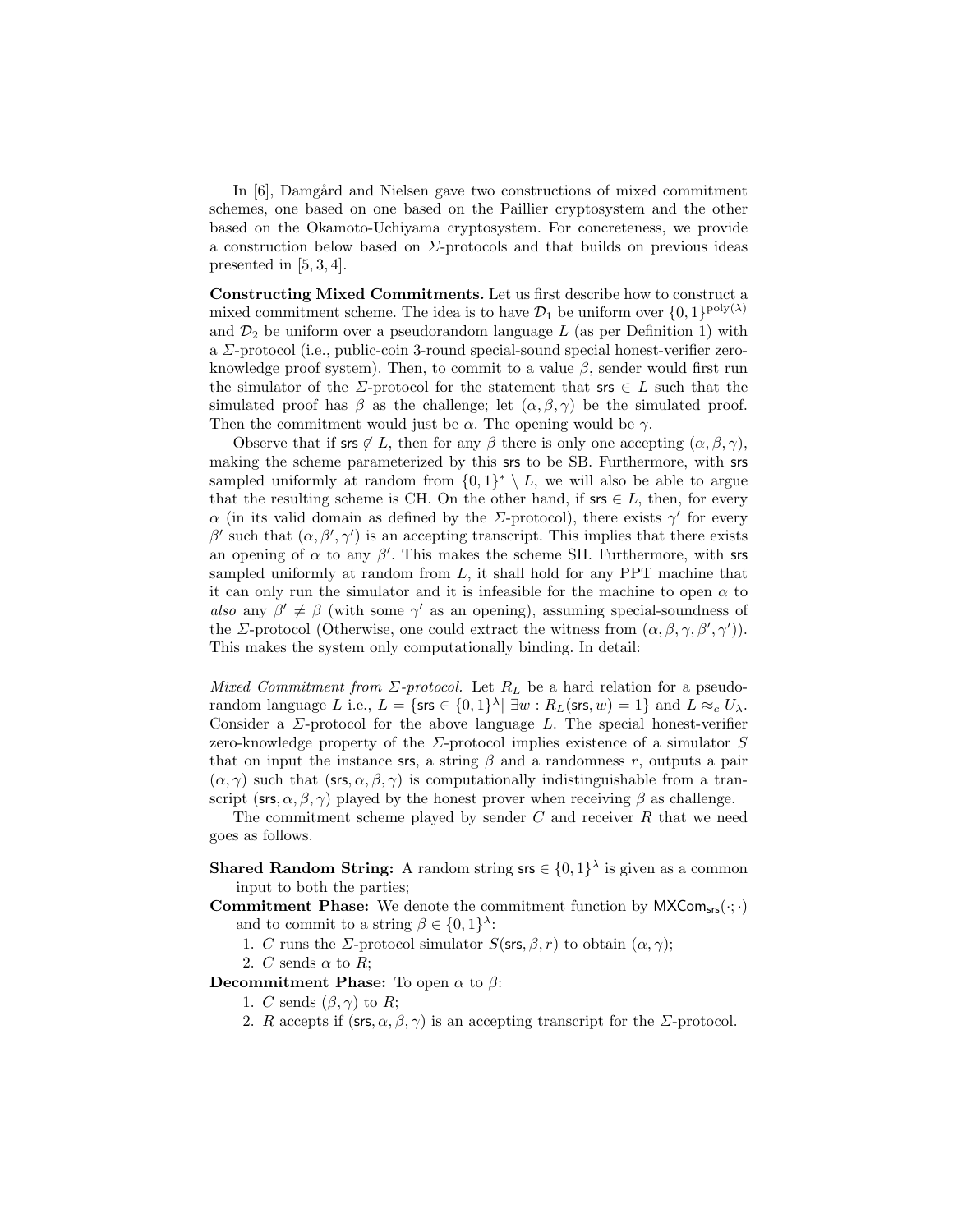In [6], Damgård and Nielsen gave two constructions of mixed commitment schemes, one based on one based on the Paillier cryptosystem and the other based on the Okamoto-Uchiyama cryptosystem. For concreteness, we provide a construction below based on $\Sigma$-protocols and that builds on previous ideas presented in [5, 3, 4].

**Constructing Mixed Commitments.** Let us first describe how to construct a mixed commitment scheme. The idea is to have $\mathcal{D}_1$ be uniform over $\{0,1\}^{\mathrm{poly}(\lambda)}$ and $\mathcal{D}_2$ be uniform over a pseudorandom language $L$ (as per Definition 1) with a $\Sigma$-protocol (i.e., public-coin 3-round special-sound special honest-verifier zero-knowledge proof system). Then, to commit to a value $\beta$, sender would first run the simulator of the $\Sigma$-protocol for the statement that $\mathsf{srs} \in L$ such that the simulated proof has $\beta$ as the challenge; let $(\alpha, \beta, \gamma)$ be the simulated proof. Then the commitment would just be $\alpha$. The opening would be $\gamma$.

Observe that if $\mathsf{srs} \notin L$, then for any $\beta$ there is only one accepting $(\alpha, \beta, \gamma)$, making the scheme parameterized by this $\mathsf{srs}$ to be SB. Furthermore, with $\mathsf{srs}$ sampled uniformly at random from $\{0,1\}^* \setminus L$, we will also be able to argue that the resulting scheme is CH. On the other hand, if $\mathsf{srs} \in L$, then, for every $\alpha$ (in its valid domain as defined by the $\Sigma$-protocol), there exists $\gamma'$ for every $\beta'$ such that $(\alpha, \beta', \gamma')$ is an accepting transcript. This implies that there exists an opening of $\alpha$ to any $\beta'$. This makes the scheme SH. Furthermore, with $\mathsf{srs}$ sampled uniformly at random from $L$, it shall hold for any PPT machine that it can only run the simulator and it is infeasible for the machine to open $\alpha$ to *also* any $\beta' \neq \beta$ (with some $\gamma'$ as an opening), assuming special-soundness of the $\Sigma$-protocol (Otherwise, one could extract the witness from $(\alpha, \beta, \gamma, \beta', \gamma')$). This makes the system only computationally binding. In detail:

*Mixed Commitment from $\Sigma$-protocol.* Let $R_L$ be a hard relation for a pseudorandom language $L$ i.e., $L = \{\mathsf{srs} \in \{0,1\}^\lambda | \ \exists w : R_L(\mathsf{srs}, w) = 1\}$ and $L \approx_c U_\lambda$. Consider a $\Sigma$-protocol for the above language $L$. The special honest-verifier zero-knowledge property of the $\Sigma$-protocol implies existence of a simulator $S$ that on input the instance $\mathsf{srs}$, a string $\beta$ and a randomness $r$, outputs a pair $(\alpha, \gamma)$ such that $(\mathsf{srs}, \alpha, \beta, \gamma)$ is computationally indistinguishable from a transcript $(\mathsf{srs}, \alpha, \beta, \gamma)$ played by the honest prover when receiving $\beta$ as challenge.

The commitment scheme played by sender $C$ and receiver $R$ that we need goes as follows.

**Shared Random String:** A random string $\mathsf{srs} \in \{0,1\}^\lambda$ is given as a common input to both the parties;

**Commitment Phase:** We denote the commitment function by $\mathsf{MXCom}_{\mathsf{srs}}(\cdot;\cdot)$ and to commit to a string $\beta \in \{0,1\}^\lambda$:

1. $C$ runs the $\Sigma$-protocol simulator $S(\mathsf{srs}, \beta, r)$ to obtain $(\alpha, \gamma)$;
2. $C$ sends $\alpha$ to $R$;

**Decommitment Phase:** To open $\alpha$ to $\beta$:

1. $C$ sends $(\beta, \gamma)$ to $R$;
2. $R$ accepts if $(\mathsf{srs}, \alpha, \beta, \gamma)$ is an accepting transcript for the $\Sigma$-protocol.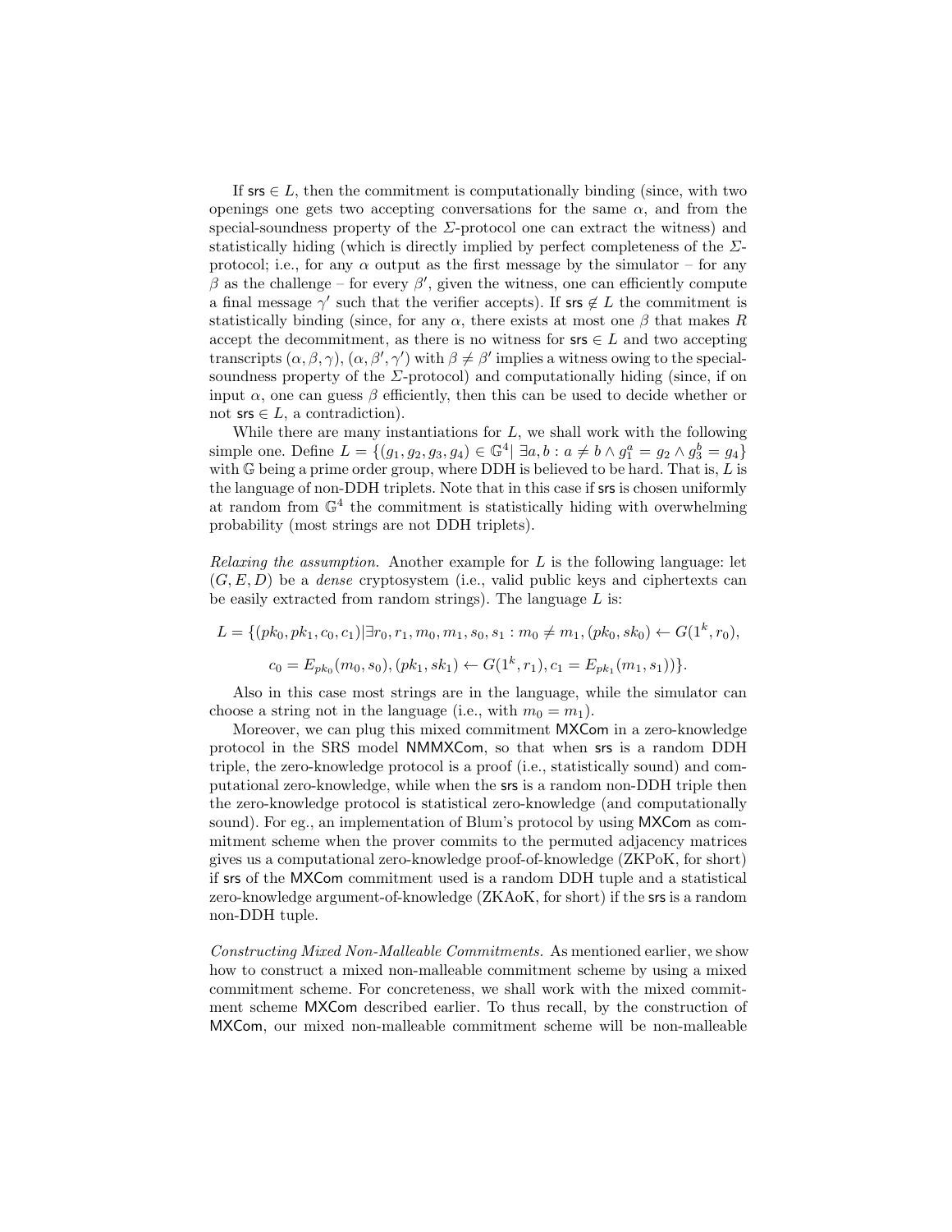If $\mathsf{srs} \in L$, then the commitment is computationally binding (since, with two openings one gets two accepting conversations for the same $\alpha$, and from the special-soundness property of the $\Sigma$-protocol one can extract the witness) and statistically hiding (which is directly implied by perfect completeness of the $\Sigma$-protocol; i.e., for any $\alpha$ output as the first message by the simulator – for any $\beta$ as the challenge – for every $\beta'$, given the witness, one can efficiently compute a final message $\gamma'$ such that the verifier accepts). If $\mathsf{srs} \notin L$ the commitment is statistically binding (since, for any $\alpha$, there exists at most one $\beta$ that makes $R$ accept the decommitment, as there is no witness for $\mathsf{srs} \in L$ and two accepting transcripts $(\alpha, \beta, \gamma)$, $(\alpha, \beta', \gamma')$ with $\beta \neq \beta'$ implies a witness owing to the special-soundness property of the $\Sigma$-protocol) and computationally hiding (since, if on input $\alpha$, one can guess $\beta$ efficiently, then this can be used to decide whether or not $\mathsf{srs} \in L$, a contradiction).

While there are many instantiations for $L$, we shall work with the following simple one. Define $L = \{(g_1, g_2, g_3, g_4) \in \mathbb{G}^4 |\ \exists a, b : a \neq b \wedge g_1^a = g_2 \wedge g_3^b = g_4\}$ with $\mathbb{G}$ being a prime order group, where DDH is believed to be hard. That is, $L$ is the language of non-DDH triplets. Note that in this case if $\mathsf{srs}$ is chosen uniformly at random from $\mathbb{G}^4$ the commitment is statistically hiding with overwhelming probability (most strings are not DDH triplets).

*Relaxing the assumption.* Another example for $L$ is the following language: let $(G, E, D)$ be a *dense* cryptosystem (i.e., valid public keys and ciphertexts can be easily extracted from random strings). The language $L$ is:

$$L = \{(pk_0, pk_1, c_0, c_1) | \exists r_0, r_1, m_0, m_1, s_0, s_1 : m_0 \neq m_1, (pk_0, sk_0) \leftarrow G(1^k, r_0),$$

$$c_0 = E_{pk_0}(m_0, s_0), (pk_1, sk_1) \leftarrow G(1^k, r_1), c_1 = E_{pk_1}(m_1, s_1))\}.$$

Also in this case most strings are in the language, while the simulator can choose a string not in the language (i.e., with $m_0 = m_1$).

Moreover, we can plug this mixed commitment $\mathsf{MXCom}$ in a zero-knowledge protocol in the SRS model $\mathsf{NMMXCom}$, so that when $\mathsf{srs}$ is a random DDH triple, the zero-knowledge protocol is a proof (i.e., statistically sound) and computational zero-knowledge, while when the $\mathsf{srs}$ is a random non-DDH triple then the zero-knowledge protocol is statistical zero-knowledge (and computationally sound). For eg., an implementation of Blum's protocol by using $\mathsf{MXCom}$ as commitment scheme when the prover commits to the permuted adjacency matrices gives us a computational zero-knowledge proof-of-knowledge (ZKPoK, for short) if $\mathsf{srs}$ of the $\mathsf{MXCom}$ commitment used is a random DDH tuple and a statistical zero-knowledge argument-of-knowledge (ZKAoK, for short) if the $\mathsf{srs}$ is a random non-DDH tuple.

*Constructing Mixed Non-Malleable Commitments.* As mentioned earlier, we show how to construct a mixed non-malleable commitment scheme by using a mixed commitment scheme. For concreteness, we shall work with the mixed commitment scheme $\mathsf{MXCom}$ described earlier. To thus recall, by the construction of $\mathsf{MXCom}$, our mixed non-malleable commitment scheme will be non-malleable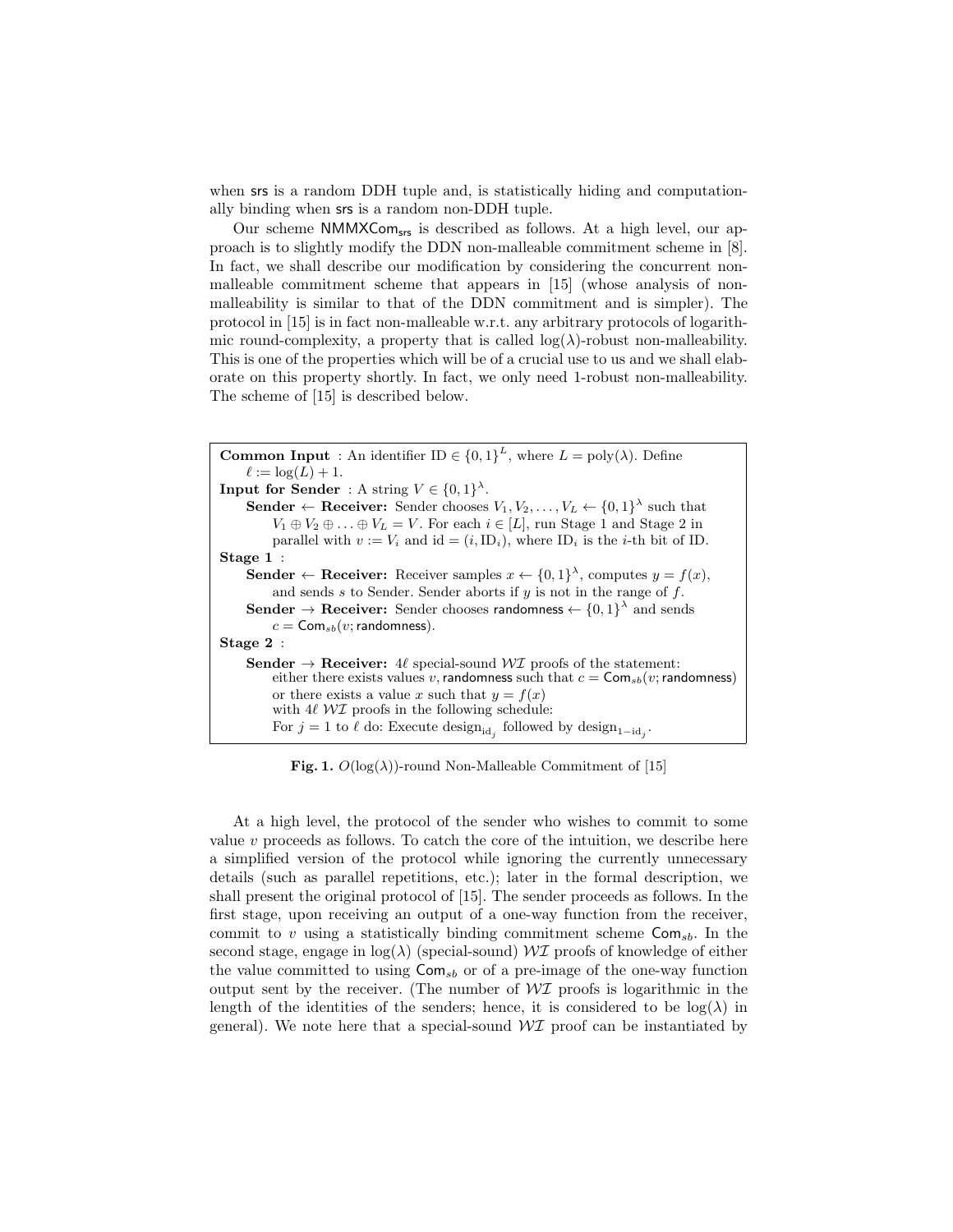when srs is a random DDH tuple and, is statistically hiding and computationally binding when srs is a random non-DDH tuple.

Our scheme $\mathsf{NMMXCom}_{\mathsf{srs}}$ is described as follows. At a high level, our approach is to slightly modify the DDN non-malleable commitment scheme in [8]. In fact, we shall describe our modification by considering the concurrent non-malleable commitment scheme that appears in [15] (whose analysis of non-malleability is similar to that of the DDN commitment and is simpler). The protocol in [15] is in fact non-malleable w.r.t. any arbitrary protocols of logarithmic round-complexity, a property that is called $\log(\lambda)$-robust non-malleability. This is one of the properties which will be of a crucial use to us and we shall elaborate on this property shortly. In fact, we only need 1-robust non-malleability. The scheme of [15] is described below.

**Common Input** : An identifier $\mathrm{ID} \in \{0,1\}^L$, where $L = \mathrm{poly}(\lambda)$. Define $\ell := \log(L) + 1$.

**Input for Sender** : A string $V \in \{0,1\}^\lambda$.

**Sender $\leftarrow$ Receiver:** Sender chooses $V_1, V_2, \ldots, V_L \leftarrow \{0,1\}^\lambda$ such that $V_1 \oplus V_2 \oplus \ldots \oplus V_L = V$. For each $i \in [L]$, run Stage 1 and Stage 2 in parallel with $v := V_i$ and $\mathrm{id} = (i, \mathrm{ID}_i)$, where $\mathrm{ID}_i$ is the $i$-th bit of ID.

**Stage 1** :

**Sender $\leftarrow$ Receiver:** Receiver samples $x \leftarrow \{0,1\}^\lambda$, computes $y = f(x)$, and sends $s$ to Sender. Sender aborts if $y$ is not in the range of $f$.

**Sender $\rightarrow$ Receiver:** Sender chooses $\mathsf{randomness} \leftarrow \{0,1\}^\lambda$ and sends $c = \mathsf{Com}_{sb}(v; \mathsf{randomness})$.

**Stage 2** :

**Sender $\rightarrow$ Receiver:** $4\ell$ special-sound $\mathcal{WI}$ proofs of the statement:
either there exists values $v$, $\mathsf{randomness}$ such that $c = \mathsf{Com}_{sb}(v; \mathsf{randomness})$
or there exists a value $x$ such that $y = f(x)$
with $4\ell$ $\mathcal{WI}$ proofs in the following schedule:
For $j = 1$ to $\ell$ do: Execute $\mathrm{design}_{\mathrm{id}_j}$ followed by $\mathrm{design}_{1-\mathrm{id}_j}$.

**Fig. 1.** $O(\log(\lambda))$-round Non-Malleable Commitment of [15]

At a high level, the protocol of the sender who wishes to commit to some value $v$ proceeds as follows. To catch the core of the intuition, we describe here a simplified version of the protocol while ignoring the currently unnecessary details (such as parallel repetitions, etc.); later in the formal description, we shall present the original protocol of [15]. The sender proceeds as follows. In the first stage, upon receiving an output of a one-way function from the receiver, commit to $v$ using a statistically binding commitment scheme $\mathsf{Com}_{sb}$. In the second stage, engage in $\log(\lambda)$ (special-sound) $\mathcal{WI}$ proofs of knowledge of either the value committed to using $\mathsf{Com}_{sb}$ or of a pre-image of the one-way function output sent by the receiver. (The number of $\mathcal{WI}$ proofs is logarithmic in the length of the identities of the senders; hence, it is considered to be $\log(\lambda)$ in general). We note here that a special-sound $\mathcal{WI}$ proof can be instantiated by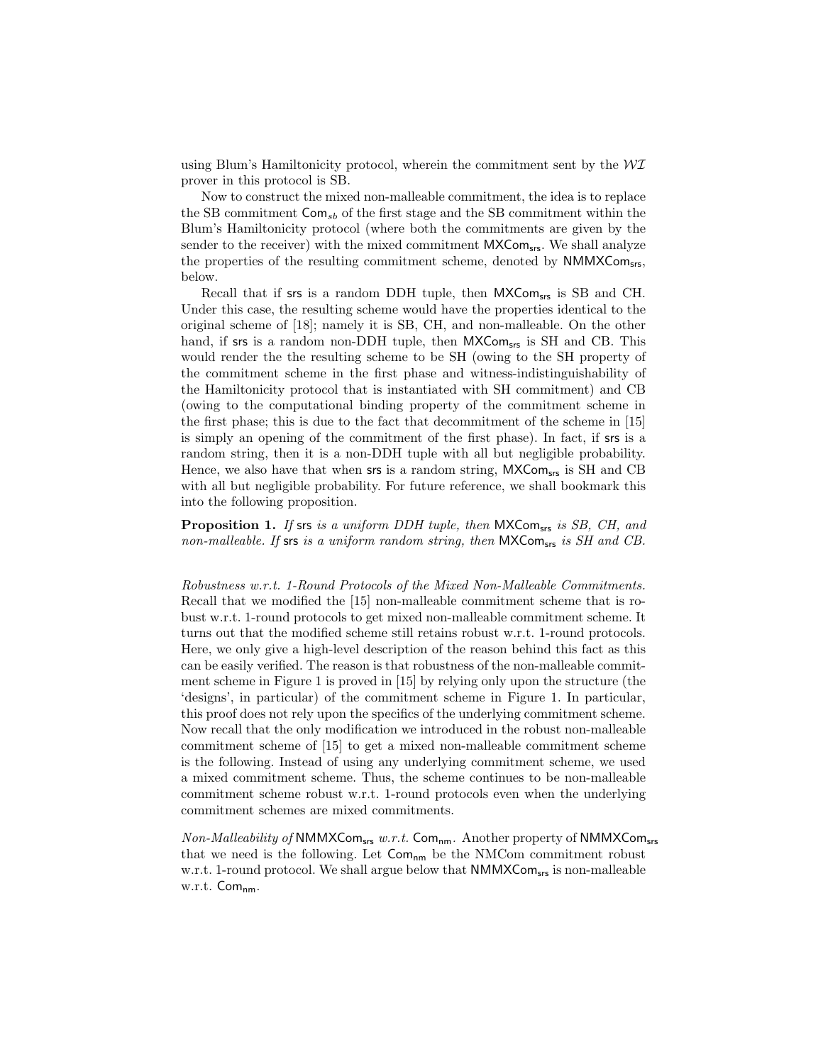using Blum's Hamiltonicity protocol, wherein the commitment sent by the $\mathcal{WI}$ prover in this protocol is SB.

Now to construct the mixed non-malleable commitment, the idea is to replace the SB commitment $\mathsf{Com}_{sb}$ of the first stage and the SB commitment within the Blum's Hamiltonicity protocol (where both the commitments are given by the sender to the receiver) with the mixed commitment $\mathsf{MXCom}_{\mathsf{srs}}$. We shall analyze the properties of the resulting commitment scheme, denoted by $\mathsf{NMMXCom}_{\mathsf{srs}}$, below.

Recall that if $\mathsf{srs}$ is a random DDH tuple, then $\mathsf{MXCom}_{\mathsf{srs}}$ is SB and CH. Under this case, the resulting scheme would have the properties identical to the original scheme of [18]; namely it is SB, CH, and non-malleable. On the other hand, if $\mathsf{srs}$ is a random non-DDH tuple, then $\mathsf{MXCom}_{\mathsf{srs}}$ is SH and CB. This would render the the resulting scheme to be SH (owing to the SH property of the commitment scheme in the first phase and witness-indistinguishability of the Hamiltonicity protocol that is instantiated with SH commitment) and CB (owing to the computational binding property of the commitment scheme in the first phase; this is due to the fact that decommitment of the scheme in [15] is simply an opening of the commitment of the first phase). In fact, if $\mathsf{srs}$ is a random string, then it is a non-DDH tuple with all but negligible probability. Hence, we also have that when $\mathsf{srs}$ is a random string, $\mathsf{MXCom}_{\mathsf{srs}}$ is SH and CB with all but negligible probability. For future reference, we shall bookmark this into the following proposition.

**Proposition 1.** *If* $\mathsf{srs}$ *is a uniform DDH tuple, then* $\mathsf{MXCom}_{\mathsf{srs}}$ *is SB, CH, and non-malleable. If* $\mathsf{srs}$ *is a uniform random string, then* $\mathsf{MXCom}_{\mathsf{srs}}$ *is SH and CB.*

*Robustness w.r.t. 1-Round Protocols of the Mixed Non-Malleable Commitments.* Recall that we modified the [15] non-malleable commitment scheme that is robust w.r.t. 1-round protocols to get mixed non-malleable commitment scheme. It turns out that the modified scheme still retains robust w.r.t. 1-round protocols. Here, we only give a high-level description of the reason behind this fact as this can be easily verified. The reason is that robustness of the non-malleable commitment scheme in Figure 1 is proved in [15] by relying only upon the structure (the 'designs', in particular) of the commitment scheme in Figure 1. In particular, this proof does not rely upon the specifics of the underlying commitment scheme. Now recall that the only modification we introduced in the robust non-malleable commitment scheme of [15] to get a mixed non-malleable commitment scheme is the following. Instead of using any underlying commitment scheme, we used a mixed commitment scheme. Thus, the scheme continues to be non-malleable commitment scheme robust w.r.t. 1-round protocols even when the underlying commitment schemes are mixed commitments.

*Non-Malleability of* $\mathsf{NMMXCom}_{\mathsf{srs}}$ *w.r.t.* $\mathsf{Com}_{\mathsf{nm}}$. Another property of $\mathsf{NMMXCom}_{\mathsf{srs}}$ that we need is the following. Let $\mathsf{Com}_{\mathsf{nm}}$ be the NMCom commitment robust w.r.t. 1-round protocol. We shall argue below that $\mathsf{NMMXCom}_{\mathsf{srs}}$ is non-malleable w.r.t. $\mathsf{Com}_{\mathsf{nm}}$.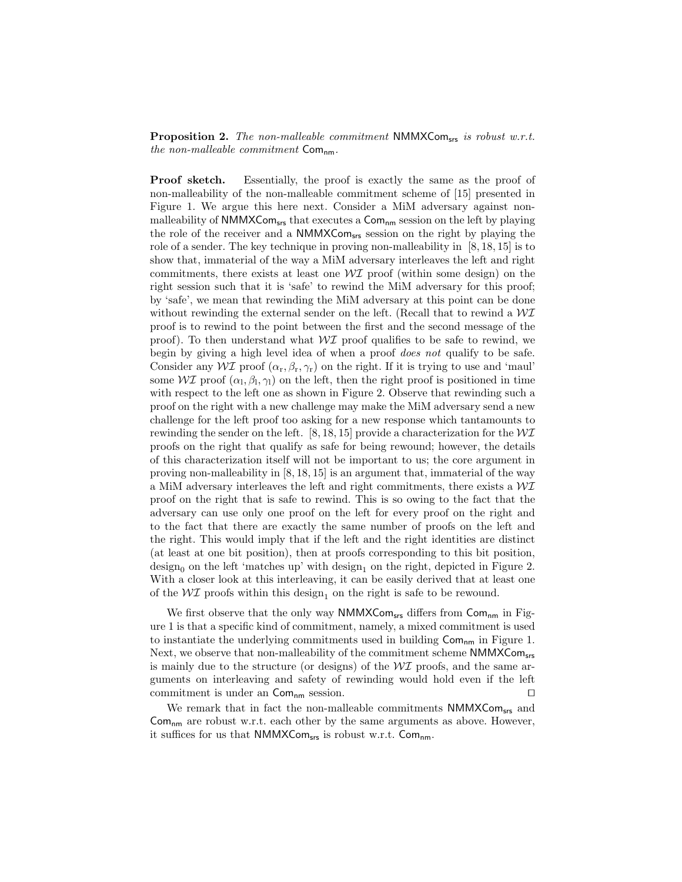**Proposition 2.** *The non-malleable commitment* $\mathsf{NMMXCom}_{\mathsf{srs}}$ *is robust w.r.t. the non-malleable commitment* $\mathsf{Com}_{\mathsf{nm}}$.

**Proof sketch.** Essentially, the proof is exactly the same as the proof of non-malleability of the non-malleable commitment scheme of [15] presented in Figure 1. We argue this here next. Consider a MiM adversary against non-malleability of $\mathsf{NMMXCom}_{\mathsf{srs}}$ that executes a $\mathsf{Com}_{\mathsf{nm}}$ session on the left by playing the role of the receiver and a $\mathsf{NMMXCom}_{\mathsf{srs}}$ session on the right by playing the role of a sender. The key technique in proving non-malleability in [8, 18, 15] is to show that, immaterial of the way a MiM adversary interleaves the left and right commitments, there exists at least one $\mathcal{WI}$ proof (within some design) on the right session such that it is 'safe' to rewind the MiM adversary for this proof; by 'safe', we mean that rewinding the MiM adversary at this point can be done without rewinding the external sender on the left. (Recall that to rewind a $\mathcal{WI}$ proof is to rewind to the point between the first and the second message of the proof). To then understand what $\mathcal{WI}$ proof qualifies to be safe to rewind, we begin by giving a high level idea of when a proof *does not* qualify to be safe. Consider any $\mathcal{WI}$ proof $(\alpha_{\mathrm{r}}, \beta_{\mathrm{r}}, \gamma_{\mathrm{r}})$ on the right. If it is trying to use and 'maul' some $\mathcal{WI}$ proof $(\alpha_{\mathrm{l}}, \beta_{\mathrm{l}}, \gamma_{\mathrm{l}})$ on the left, then the right proof is positioned in time with respect to the left one as shown in Figure 2. Observe that rewinding such a proof on the right with a new challenge may make the MiM adversary send a new challenge for the left proof too asking for a new response which tantamounts to rewinding the sender on the left. [8, 18, 15] provide a characterization for the $\mathcal{WI}$ proofs on the right that qualify as safe for being rewound; however, the details of this characterization itself will not be important to us; the core argument in proving non-malleability in [8, 18, 15] is an argument that, immaterial of the way a MiM adversary interleaves the left and right commitments, there exists a $\mathcal{WI}$ proof on the right that is safe to rewind. This is so owing to the fact that the adversary can use only one proof on the left for every proof on the right and to the fact that there are exactly the same number of proofs on the left and the right. This would imply that if the left and the right identities are distinct (at least at one bit position), then at proofs corresponding to this bit position, $\mathrm{design}_0$ on the left 'matches up' with $\mathrm{design}_1$ on the right, depicted in Figure 2. With a closer look at this interleaving, it can be easily derived that at least one of the $\mathcal{WI}$ proofs within this $\mathrm{design}_1$ on the right is safe to be rewound.

We first observe that the only way $\mathsf{NMMXCom}_{\mathsf{srs}}$ differs from $\mathsf{Com}_{\mathsf{nm}}$ in Figure 1 is that a specific kind of commitment, namely, a mixed commitment is used to instantiate the underlying commitments used in building $\mathsf{Com}_{\mathsf{nm}}$ in Figure 1. Next, we observe that non-malleability of the commitment scheme $\mathsf{NMMXCom}_{\mathsf{srs}}$ is mainly due to the structure (or designs) of the $\mathcal{WI}$ proofs, and the same arguments on interleaving and safety of rewinding would hold even if the left commitment is under an $\mathsf{Com}_{\mathsf{nm}}$ session. $\square$

We remark that in fact the non-malleable commitments $\mathsf{NMMXCom}_{\mathsf{srs}}$ and $\mathsf{Com}_{\mathsf{nm}}$ are robust w.r.t. each other by the same arguments as above. However, it suffices for us that $\mathsf{NMMXCom}_{\mathsf{srs}}$ is robust w.r.t. $\mathsf{Com}_{\mathsf{nm}}$.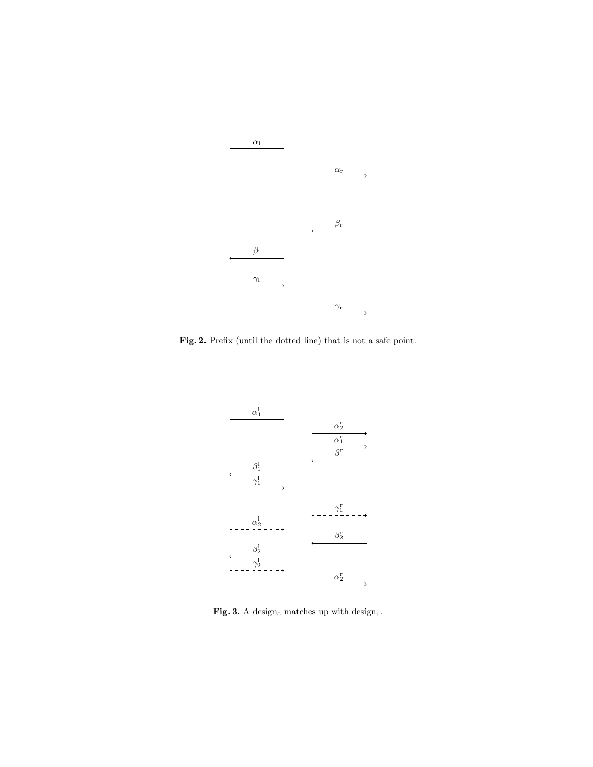$\alpha_{\mathrm{l}}$

$\alpha_{\mathrm{r}}$

$\beta_{\mathrm{r}}$

$\beta_{\mathrm{l}}$

$\gamma_{\mathrm{l}}$

$\gamma_{\mathrm{r}}$

**Fig. 2.** Prefix (until the dotted line) that is not a safe point.

$\alpha_1^{\mathrm{l}}$

$\alpha_2^{\mathrm{r}}$

$\alpha_1^{\mathrm{r}}$

$\beta_1^{\mathrm{r}}$

$\beta_1^{\mathrm{l}}$

$\gamma_1^{\mathrm{l}}$

$\gamma_1^{\mathrm{r}}$

$\alpha_2^{\mathrm{l}}$

$\beta_2^{\mathrm{r}}$

$\beta_2^{\mathrm{l}}$

$\gamma_2^{\mathrm{l}}$

$\alpha_2^{\mathrm{r}}$

**Fig. 3.** A $\text{design}_0$ matches up with $\text{design}_1$.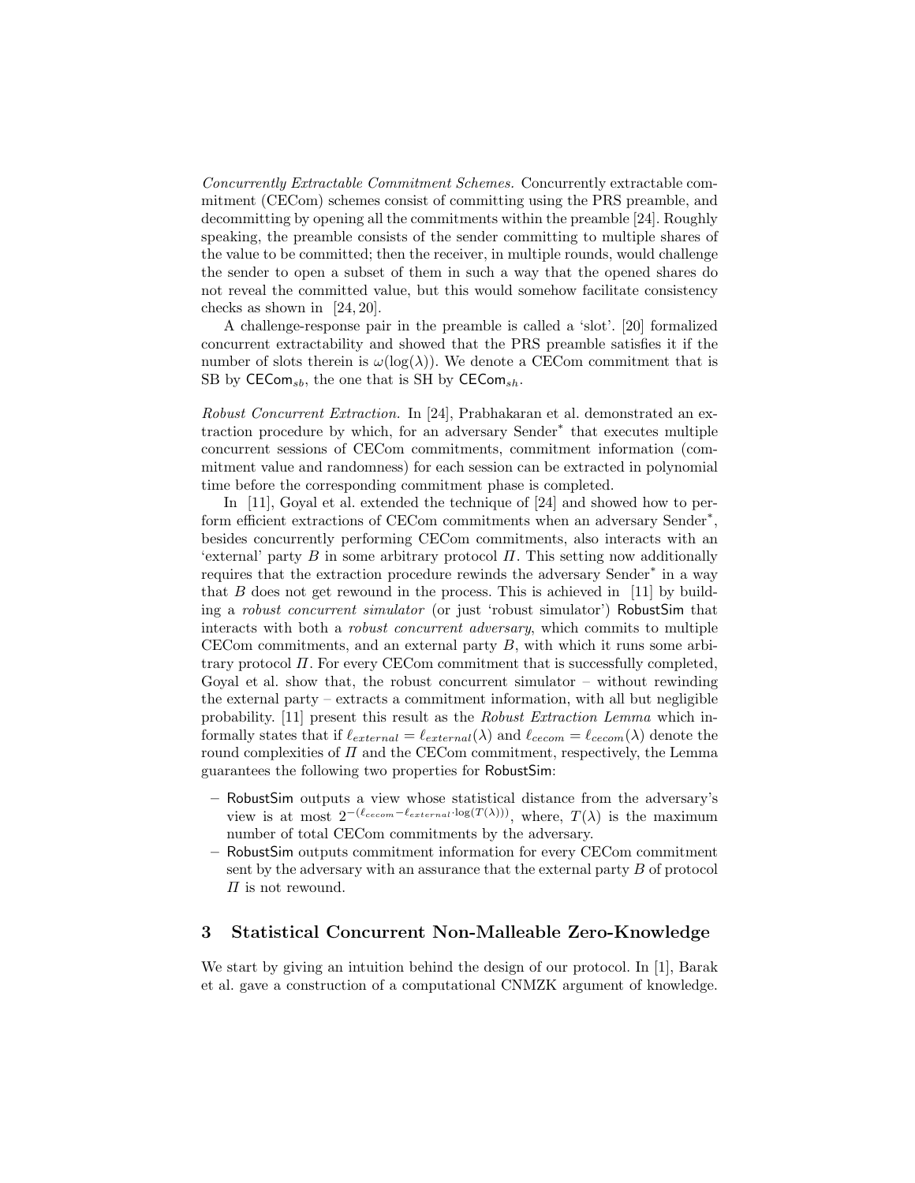*Concurrently Extractable Commitment Schemes.* Concurrently extractable commitment (CECom) schemes consist of committing using the PRS preamble, and decommitting by opening all the commitments within the preamble [24]. Roughly speaking, the preamble consists of the sender committing to multiple shares of the value to be committed; then the receiver, in multiple rounds, would challenge the sender to open a subset of them in such a way that the opened shares do not reveal the committed value, but this would somehow facilitate consistency checks as shown in [24, 20].

A challenge-response pair in the preamble is called a 'slot'. [20] formalized concurrent extractability and showed that the PRS preamble satisfies it if the number of slots therein is $\omega(\log(\lambda))$. We denote a CECom commitment that is SB by $\mathsf{CECom}_{sb}$, the one that is SH by $\mathsf{CECom}_{sh}$.

*Robust Concurrent Extraction.* In [24], Prabhakaran et al. demonstrated an extraction procedure by which, for an adversary Sender$^*$ that executes multiple concurrent sessions of CECom commitments, commitment information (commitment value and randomness) for each session can be extracted in polynomial time before the corresponding commitment phase is completed.

In [11], Goyal et al. extended the technique of [24] and showed how to perform efficient extractions of CECom commitments when an adversary Sender$^*$, besides concurrently performing CECom commitments, also interacts with an 'external' party $B$ in some arbitrary protocol $\Pi$. This setting now additionally requires that the extraction procedure rewinds the adversary Sender$^*$ in a way that $B$ does not get rewound in the process. This is achieved in [11] by building a *robust concurrent simulator* (or just 'robust simulator') RobustSim that interacts with both a *robust concurrent adversary*, which commits to multiple CECom commitments, and an external party $B$, with which it runs some arbitrary protocol $\Pi$. For every CECom commitment that is successfully completed, Goyal et al. show that, the robust concurrent simulator – without rewinding the external party – extracts a commitment information, with all but negligible probability. [11] present this result as the *Robust Extraction Lemma* which informally states that if $\ell_{external} = \ell_{external}(\lambda)$ and $\ell_{cecom} = \ell_{cecom}(\lambda)$ denote the round complexities of $\Pi$ and the CECom commitment, respectively, the Lemma guarantees the following two properties for RobustSim:

- RobustSim outputs a view whose statistical distance from the adversary's view is at most $2^{-(\ell_{cecom} - \ell_{external} \cdot \log(T(\lambda)))}$, where, $T(\lambda)$ is the maximum number of total CECom commitments by the adversary.
- RobustSim outputs commitment information for every CECom commitment sent by the adversary with an assurance that the external party $B$ of protocol $\Pi$ is not rewound.

## 3 Statistical Concurrent Non-Malleable Zero-Knowledge

We start by giving an intuition behind the design of our protocol. In [1], Barak et al. gave a construction of a computational CNMZK argument of knowledge.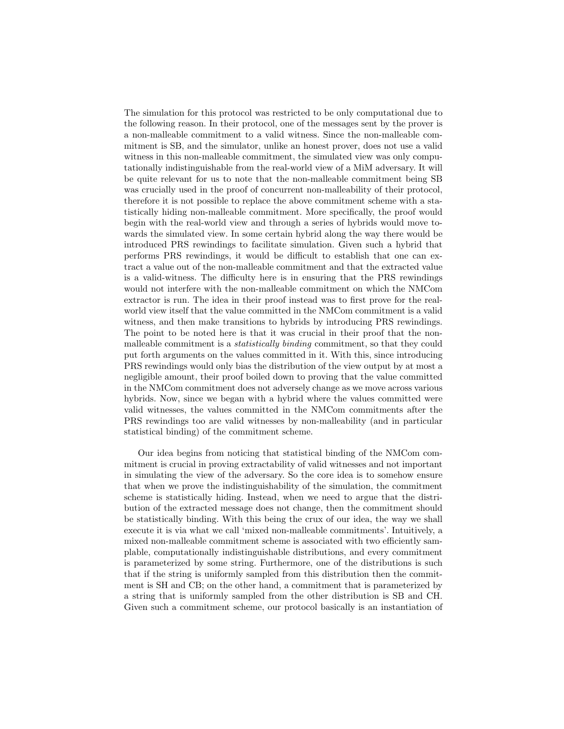The simulation for this protocol was restricted to be only computational due to the following reason. In their protocol, one of the messages sent by the prover is a non-malleable commitment to a valid witness. Since the non-malleable commitment is SB, and the simulator, unlike an honest prover, does not use a valid witness in this non-malleable commitment, the simulated view was only computationally indistinguishable from the real-world view of a MiM adversary. It will be quite relevant for us to note that the non-malleable commitment being SB was crucially used in the proof of concurrent non-malleability of their protocol, therefore it is not possible to replace the above commitment scheme with a statistically hiding non-malleable commitment. More specifically, the proof would begin with the real-world view and through a series of hybrids would move towards the simulated view. In some certain hybrid along the way there would be introduced PRS rewindings to facilitate simulation. Given such a hybrid that performs PRS rewindings, it would be difficult to establish that one can extract a value out of the non-malleable commitment and that the extracted value is a valid-witness. The difficulty here is in ensuring that the PRS rewindings would not interfere with the non-malleable commitment on which the NMCom extractor is run. The idea in their proof instead was to first prove for the real-world view itself that the value committed in the NMCom commitment is a valid witness, and then make transitions to hybrids by introducing PRS rewindings. The point to be noted here is that it was crucial in their proof that the non-malleable commitment is a *statistically binding* commitment, so that they could put forth arguments on the values committed in it. With this, since introducing PRS rewindings would only bias the distribution of the view output by at most a negligible amount, their proof boiled down to proving that the value committed in the NMCom commitment does not adversely change as we move across various hybrids. Now, since we began with a hybrid where the values committed were valid witnesses, the values committed in the NMCom commitments after the PRS rewindings too are valid witnesses by non-malleability (and in particular statistical binding) of the commitment scheme.

Our idea begins from noticing that statistical binding of the NMCom commitment is crucial in proving extractability of valid witnesses and not important in simulating the view of the adversary. So the core idea is to somehow ensure that when we prove the indistinguishability of the simulation, the commitment scheme is statistically hiding. Instead, when we need to argue that the distribution of the extracted message does not change, then the commitment should be statistically binding. With this being the crux of our idea, the way we shall execute it is via what we call 'mixed non-malleable commitments'. Intuitively, a mixed non-malleable commitment scheme is associated with two efficiently samplable, computationally indistinguishable distributions, and every commitment is parameterized by some string. Furthermore, one of the distributions is such that if the string is uniformly sampled from this distribution then the commitment is SH and CB; on the other hand, a commitment that is parameterized by a string that is uniformly sampled from the other distribution is SB and CH. Given such a commitment scheme, our protocol basically is an instantiation of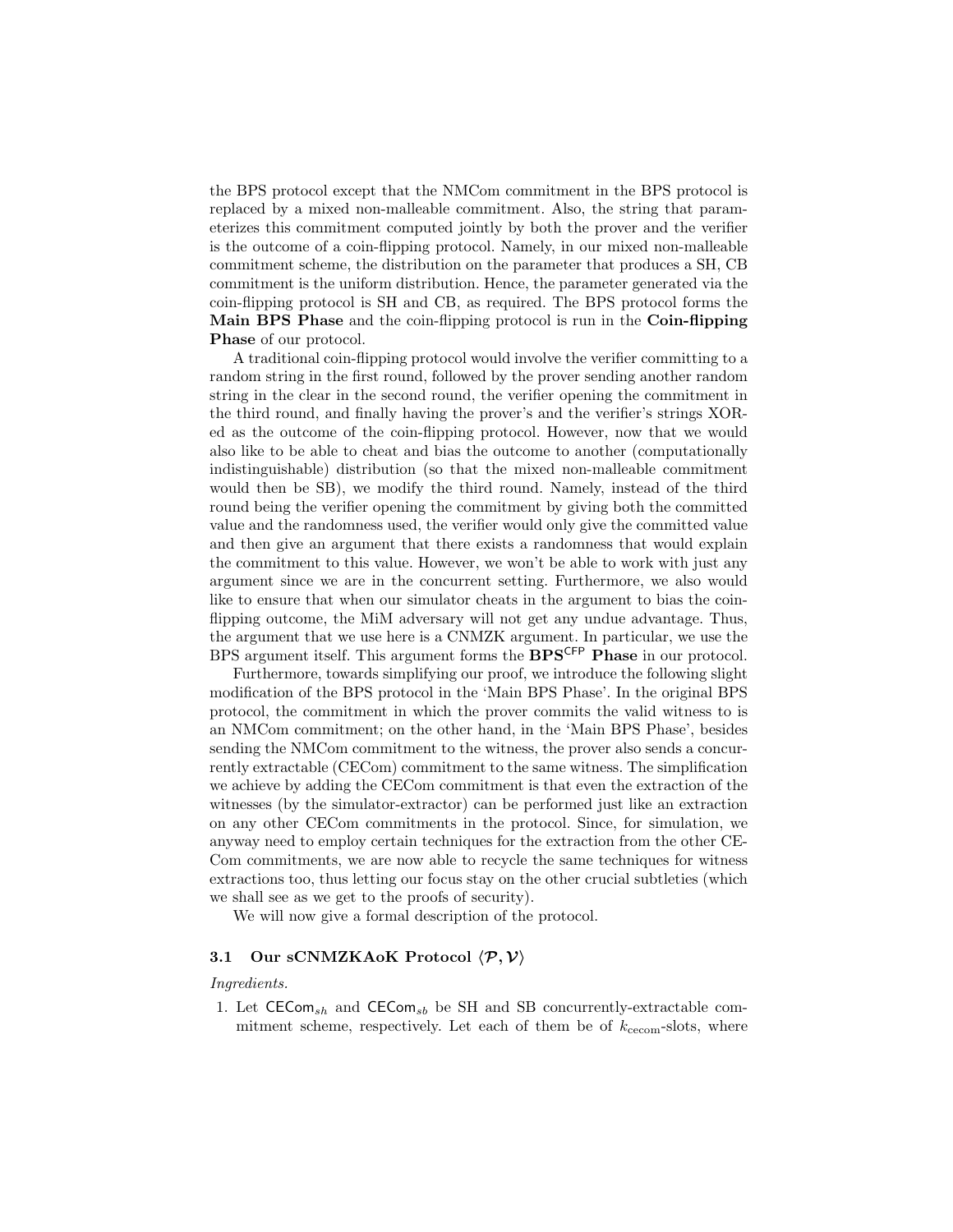the BPS protocol except that the NMCom commitment in the BPS protocol is replaced by a mixed non-malleable commitment. Also, the string that parameterizes this commitment computed jointly by both the prover and the verifier is the outcome of a coin-flipping protocol. Namely, in our mixed non-malleable commitment scheme, the distribution on the parameter that produces a SH, CB commitment is the uniform distribution. Hence, the parameter generated via the coin-flipping protocol is SH and CB, as required. The BPS protocol forms the **Main BPS Phase** and the coin-flipping protocol is run in the **Coin-flipping Phase** of our protocol.

A traditional coin-flipping protocol would involve the verifier committing to a random string in the first round, followed by the prover sending another random string in the clear in the second round, the verifier opening the commitment in the third round, and finally having the prover's and the verifier's strings XOR-ed as the outcome of the coin-flipping protocol. However, now that we would also like to be able to cheat and bias the outcome to another (computationally indistinguishable) distribution (so that the mixed non-malleable commitment would then be SB), we modify the third round. Namely, instead of the third round being the verifier opening the commitment by giving both the committed value and the randomness used, the verifier would only give the committed value and then give an argument that there exists a randomness that would explain the commitment to this value. However, we won't be able to work with just any argument since we are in the concurrent setting. Furthermore, we also would like to ensure that when our simulator cheats in the argument to bias the coin-flipping outcome, the MiM adversary will not get any undue advantage. Thus, the argument that we use here is a CNMZK argument. In particular, we use the BPS argument itself. This argument forms the **BPS$^{\mathsf{CFP}}$ Phase** in our protocol.

Furthermore, towards simplifying our proof, we introduce the following slight modification of the BPS protocol in the 'Main BPS Phase'. In the original BPS protocol, the commitment in which the prover commits the valid witness to is an NMCom commitment; on the other hand, in the 'Main BPS Phase', besides sending the NMCom commitment to the witness, the prover also sends a concurrently extractable (CECom) commitment to the same witness. The simplification we achieve by adding the CECom commitment is that even the extraction of the witnesses (by the simulator-extractor) can be performed just like an extraction on any other CECom commitments in the protocol. Since, for simulation, we anyway need to employ certain techniques for the extraction from the other CECom commitments, we are now able to recycle the same techniques for witness extractions too, thus letting our focus stay on the other crucial subtleties (which we shall see as we get to the proofs of security).

We will now give a formal description of the protocol.

### 3.1 Our sCNMZKAoK Protocol $\langle \mathcal{P}, \mathcal{V} \rangle$

*Ingredients.*

1. Let $\mathsf{CECom}_{sh}$ and $\mathsf{CECom}_{sb}$ be SH and SB concurrently-extractable commitment scheme, respectively. Let each of them be of $k_{\mathrm{cecom}}$-slots, where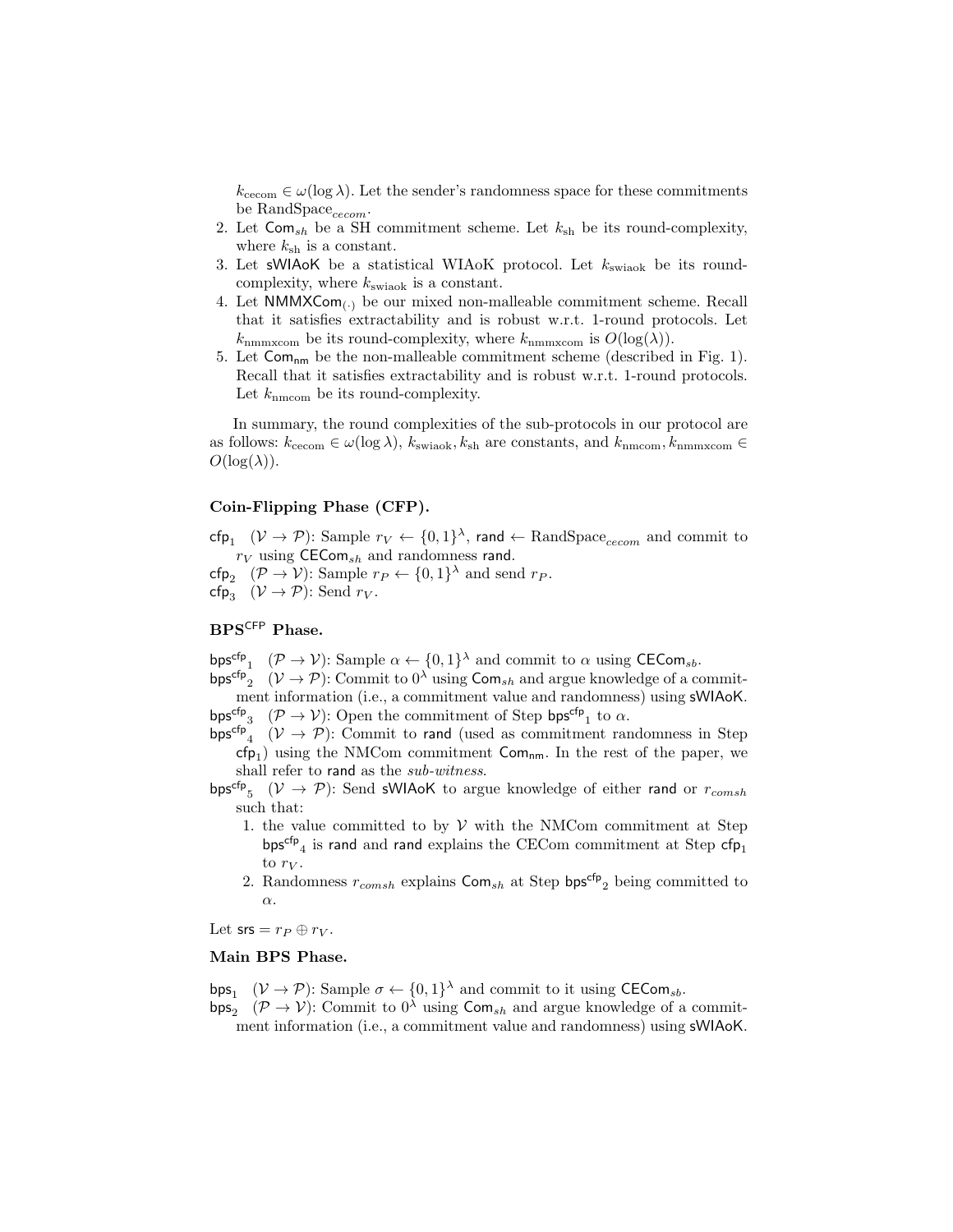$k_{\text{cecom}} \in \omega(\log \lambda)$. Let the sender's randomness space for these commitments be $\text{RandSpace}_{cecom}$.
2. Let $\mathsf{Com}_{sh}$ be a SH commitment scheme. Let $k_{\text{sh}}$ be its round-complexity, where $k_{\text{sh}}$ is a constant.
3. Let $\mathsf{sWIAoK}$ be a statistical WIAoK protocol. Let $k_{\text{swiaok}}$ be its round-complexity, where $k_{\text{swiaok}}$ is a constant.
4. Let $\mathsf{NMMXCom}_{(\cdot)}$ be our mixed non-malleable commitment scheme. Recall that it satisfies extractability and is robust w.r.t. 1-round protocols. Let $k_{\text{nmmxcom}}$ be its round-complexity, where $k_{\text{nmmxcom}}$ is $O(\log(\lambda))$.
5. Let $\mathsf{Com}_{\mathsf{nm}}$ be the non-malleable commitment scheme (described in Fig. 1). Recall that it satisfies extractability and is robust w.r.t. 1-round protocols. Let $k_{\text{nmcom}}$ be its round-complexity.

In summary, the round complexities of the sub-protocols in our protocol are as follows: $k_{\text{cecom}} \in \omega(\log \lambda)$, $k_{\text{swiaok}}, k_{\text{sh}}$ are constants, and $k_{\text{nmcom}}, k_{\text{nmmxcom}} \in O(\log(\lambda))$.

**Coin-Flipping Phase (CFP).**

$\mathsf{cfp}_1$ $(\mathcal{V} \rightarrow \mathcal{P})$: Sample $r_V \leftarrow \{0,1\}^\lambda$, $\mathsf{rand} \leftarrow \text{RandSpace}_{cecom}$ and commit to $r_V$ using $\mathsf{CECom}_{sh}$ and randomness $\mathsf{rand}$.

$\mathsf{cfp}_2$ $(\mathcal{P} \rightarrow \mathcal{V})$: Sample $r_P \leftarrow \{0,1\}^\lambda$ and send $r_P$.

$\mathsf{cfp}_3$ $(\mathcal{V} \rightarrow \mathcal{P})$: Send $r_V$.

**$\mathsf{BPS}^{\mathsf{CFP}}$ Phase.**

$\mathsf{bps^{cfp}}_1$ $(\mathcal{P} \rightarrow \mathcal{V})$: Sample $\alpha \leftarrow \{0,1\}^\lambda$ and commit to $\alpha$ using $\mathsf{CECom}_{sb}$.

$\mathsf{bps^{cfp}}_2$ $(\mathcal{V} \rightarrow \mathcal{P})$: Commit to $0^\lambda$ using $\mathsf{Com}_{sh}$ and argue knowledge of a commitment information (i.e., a commitment value and randomness) using $\mathsf{sWIAoK}$.

$\mathsf{bps^{cfp}}_3$ $(\mathcal{P} \rightarrow \mathcal{V})$: Open the commitment of Step $\mathsf{bps^{cfp}}_1$ to $\alpha$.

$\mathsf{bps^{cfp}}_4$ $(\mathcal{V} \rightarrow \mathcal{P})$: Commit to $\mathsf{rand}$ (used as commitment randomness in Step $\mathsf{cfp}_1$) using the NMCom commitment $\mathsf{Com}_{\mathsf{nm}}$. In the rest of the paper, we shall refer to $\mathsf{rand}$ as the *sub-witness*.

$\mathsf{bps^{cfp}}_5$ $(\mathcal{V} \rightarrow \mathcal{P})$: Send $\mathsf{sWIAoK}$ to argue knowledge of either $\mathsf{rand}$ or $r_{comsh}$ such that:

1. the value committed to by $\mathcal{V}$ with the NMCom commitment at Step $\mathsf{bps^{cfp}}_4$ is $\mathsf{rand}$ and $\mathsf{rand}$ explains the CECom commitment at Step $\mathsf{cfp}_1$ to $r_V$.
2. Randomness $r_{comsh}$ explains $\mathsf{Com}_{sh}$ at Step $\mathsf{bps^{cfp}}_2$ being committed to $\alpha$.

Let $\mathsf{srs} = r_P \oplus r_V$.

**Main BPS Phase.**

$\mathsf{bps}_1$ $(\mathcal{V} \rightarrow \mathcal{P})$: Sample $\sigma \leftarrow \{0,1\}^\lambda$ and commit to it using $\mathsf{CECom}_{sb}$.

$\mathsf{bps}_2$ $(\mathcal{P} \rightarrow \mathcal{V})$: Commit to $0^\lambda$ using $\mathsf{Com}_{sh}$ and argue knowledge of a commitment information (i.e., a commitment value and randomness) using $\mathsf{sWIAoK}$.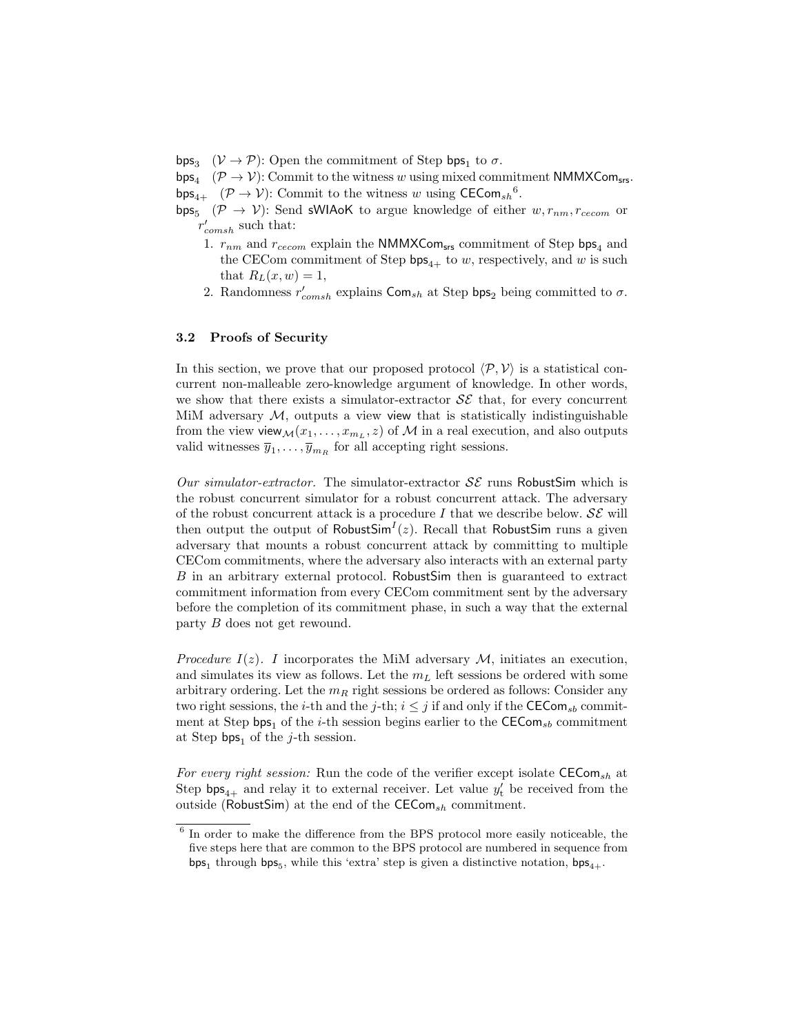$\mathsf{bps}_3$ $(\mathcal{V} \to \mathcal{P})$: Open the commitment of Step $\mathsf{bps}_1$ to $\sigma$.

$\mathsf{bps}_4$ $(\mathcal{P} \to \mathcal{V})$: Commit to the witness $w$ using mixed commitment $\mathsf{NMMXCom}_{\mathsf{srs}}$.

$\mathsf{bps}_{4+}$ $(\mathcal{P} \to \mathcal{V})$: Commit to the witness $w$ using $\mathsf{CECom}_{sh}$[6].

$\mathsf{bps}_5$ $(\mathcal{P} \to \mathcal{V})$: Send $\mathsf{sWIAoK}$ to argue knowledge of either $w, r_{nm}, r_{cecom}$ or $r'_{comsh}$ such that:

1. $r_{nm}$ and $r_{cecom}$ explain the $\mathsf{NMMXCom}_{\mathsf{srs}}$ commitment of Step $\mathsf{bps}_4$ and the CECom commitment of Step $\mathsf{bps}_{4+}$ to $w$, respectively, and $w$ is such that $R_L(x, w) = 1$,
2. Randomness $r'_{comsh}$ explains $\mathsf{Com}_{sh}$ at Step $\mathsf{bps}_2$ being committed to $\sigma$.

### 3.2 Proofs of Security

In this section, we prove that our proposed protocol $\langle \mathcal{P}, \mathcal{V} \rangle$ is a statistical concurrent non-malleable zero-knowledge argument of knowledge. In other words, we show that there exists a simulator-extractor $\mathcal{SE}$ that, for every concurrent MiM adversary $\mathcal{M}$, outputs a view $\mathsf{view}$ that is statistically indistinguishable from the view $\mathsf{view}_{\mathcal{M}}(x_1, \ldots, x_{m_L}, z)$ of $\mathcal{M}$ in a real execution, and also outputs valid witnesses $\overline{y}_1, \ldots, \overline{y}_{m_R}$ for all accepting right sessions.

*Our simulator-extractor.* The simulator-extractor $\mathcal{SE}$ runs $\mathsf{RobustSim}$ which is the robust concurrent simulator for a robust concurrent attack. The adversary of the robust concurrent attack is a procedure $I$ that we describe below. $\mathcal{SE}$ will then output the output of $\mathsf{RobustSim}^I(z)$. Recall that $\mathsf{RobustSim}$ runs a given adversary that mounts a robust concurrent attack by committing to multiple CECom commitments, where the adversary also interacts with an external party $B$ in an arbitrary external protocol. $\mathsf{RobustSim}$ then is guaranteed to extract commitment information from every CECom commitment sent by the adversary before the completion of its commitment phase, in such a way that the external party $B$ does not get rewound.

*Procedure $I(z)$.* $I$ incorporates the MiM adversary $\mathcal{M}$, initiates an execution, and simulates its view as follows. Let the $m_L$ left sessions be ordered with some arbitrary ordering. Let the $m_R$ right sessions be ordered as follows: Consider any two right sessions, the $i$-th and the $j$-th; $i \leq j$ if and only if the $\mathsf{CECom}_{sb}$ commitment at Step $\mathsf{bps}_1$ of the $i$-th session begins earlier to the $\mathsf{CECom}_{sb}$ commitment at Step $\mathsf{bps}_1$ of the $j$-th session.

*For every right session:* Run the code of the verifier except isolate $\mathsf{CECom}_{sh}$ at Step $\mathsf{bps}_{4+}$ and relay it to external receiver. Let value $y'_t$ be received from the outside ($\mathsf{RobustSim}$) at the end of the $\mathsf{CECom}_{sh}$ commitment.

[6] In order to make the difference from the BPS protocol more easily noticeable, the five steps here that are common to the BPS protocol are numbered in sequence from $\mathsf{bps}_1$ through $\mathsf{bps}_5$, while this 'extra' step is given a distinctive notation, $\mathsf{bps}_{4+}$.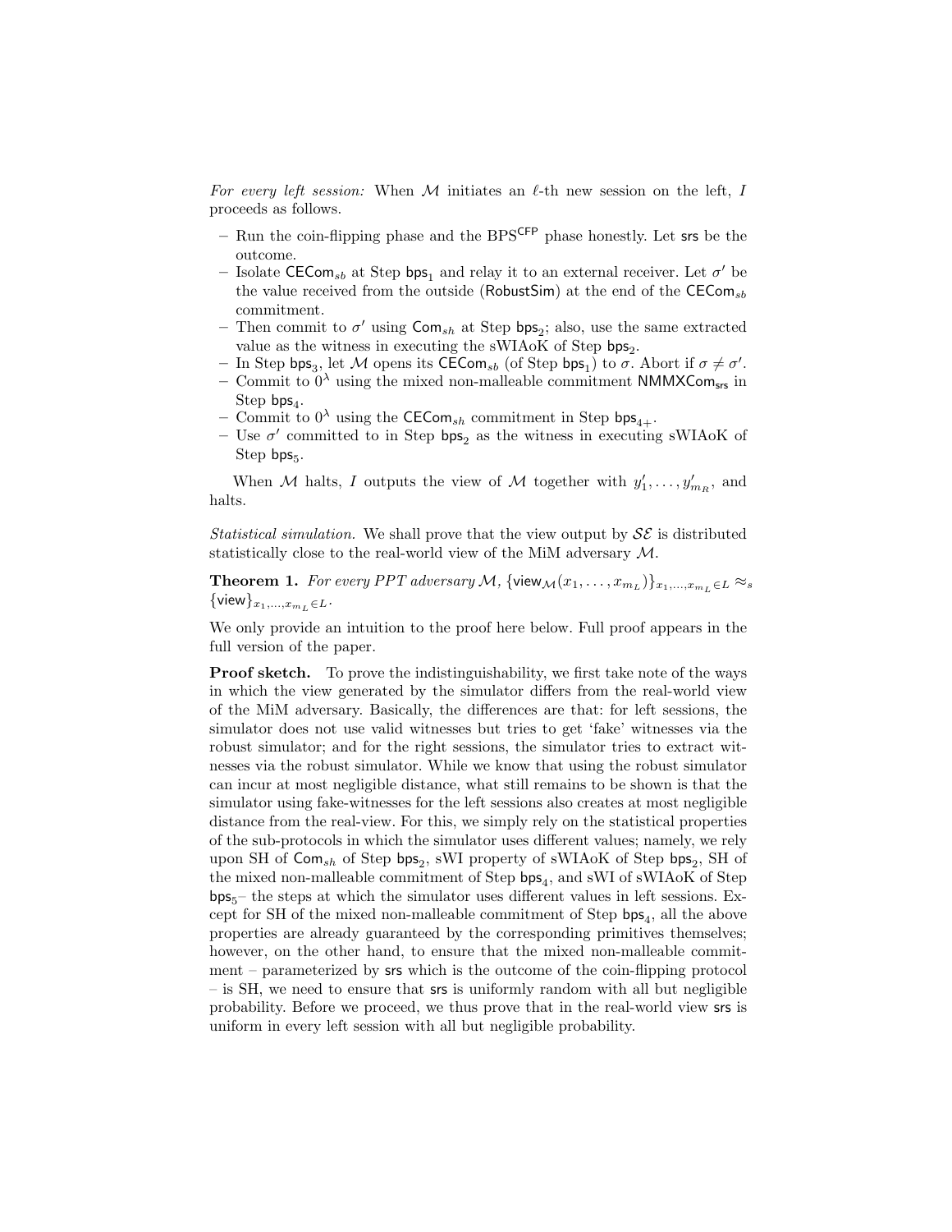*For every left session:* When $\mathcal{M}$ initiates an $\ell$-th new session on the left, $I$ proceeds as follows.

- Run the coin-flipping phase and the $\text{BPS}^{\mathsf{CFP}}$ phase honestly. Let $\mathsf{srs}$ be the outcome.
- Isolate $\mathsf{CECom}_{sb}$ at Step $\mathsf{bps}_1$ and relay it to an external receiver. Let $\sigma'$ be the value received from the outside ($\mathsf{RobustSim}$) at the end of the $\mathsf{CECom}_{sb}$ commitment.
- Then commit to $\sigma'$ using $\mathsf{Com}_{sh}$ at Step $\mathsf{bps}_2$; also, use the same extracted value as the witness in executing the sWIAoK of Step $\mathsf{bps}_2$.
- In Step $\mathsf{bps}_3$, let $\mathcal{M}$ opens its $\mathsf{CECom}_{sb}$ (of Step $\mathsf{bps}_1$) to $\sigma$. Abort if $\sigma \neq \sigma'$.
- Commit to $0^\lambda$ using the mixed non-malleable commitment $\mathsf{NMMXCom}_{\mathsf{srs}}$ in Step $\mathsf{bps}_4$.
- Commit to $0^\lambda$ using the $\mathsf{CECom}_{sh}$ commitment in Step $\mathsf{bps}_{4+}$.
- Use $\sigma'$ committed to in Step $\mathsf{bps}_2$ as the witness in executing sWIAoK of Step $\mathsf{bps}_5$.

When $\mathcal{M}$ halts, $I$ outputs the view of $\mathcal{M}$ together with $y'_1, \ldots, y'_{m_R}$, and halts.

*Statistical simulation.* We shall prove that the view output by $\mathcal{SE}$ is distributed statistically close to the real-world view of the MiM adversary $\mathcal{M}$.

**Theorem 1.** *For every PPT adversary $\mathcal{M}$, $\{\mathsf{view}_{\mathcal{M}}(x_1, \ldots, x_{m_L})\}_{x_1,\ldots,x_{m_L} \in L} \approx_s \{\mathsf{view}\}_{x_1,\ldots,x_{m_L} \in L}$.*

We only provide an intuition to the proof here below. Full proof appears in the full version of the paper.

**Proof sketch.** To prove the indistinguishability, we first take note of the ways in which the view generated by the simulator differs from the real-world view of the MiM adversary. Basically, the differences are that: for left sessions, the simulator does not use valid witnesses but tries to get 'fake' witnesses via the robust simulator; and for the right sessions, the simulator tries to extract witnesses via the robust simulator. While we know that using the robust simulator can incur at most negligible distance, what still remains to be shown is that the simulator using fake-witnesses for the left sessions also creates at most negligible distance from the real-view. For this, we simply rely on the statistical properties of the sub-protocols in which the simulator uses different values; namely, we rely upon SH of $\mathsf{Com}_{sh}$ of Step $\mathsf{bps}_2$, sWI property of sWIAoK of Step $\mathsf{bps}_2$, SH of the mixed non-malleable commitment of Step $\mathsf{bps}_4$, and sWI of sWIAoK of Step $\mathsf{bps}_5$– the steps at which the simulator uses different values in left sessions. Except for SH of the mixed non-malleable commitment of Step $\mathsf{bps}_4$, all the above properties are already guaranteed by the corresponding primitives themselves; however, on the other hand, to ensure that the mixed non-malleable commitment – parameterized by $\mathsf{srs}$ which is the outcome of the coin-flipping protocol – is SH, we need to ensure that $\mathsf{srs}$ is uniformly random with all but negligible probability. Before we proceed, we thus prove that in the real-world view $\mathsf{srs}$ is uniform in every left session with all but negligible probability.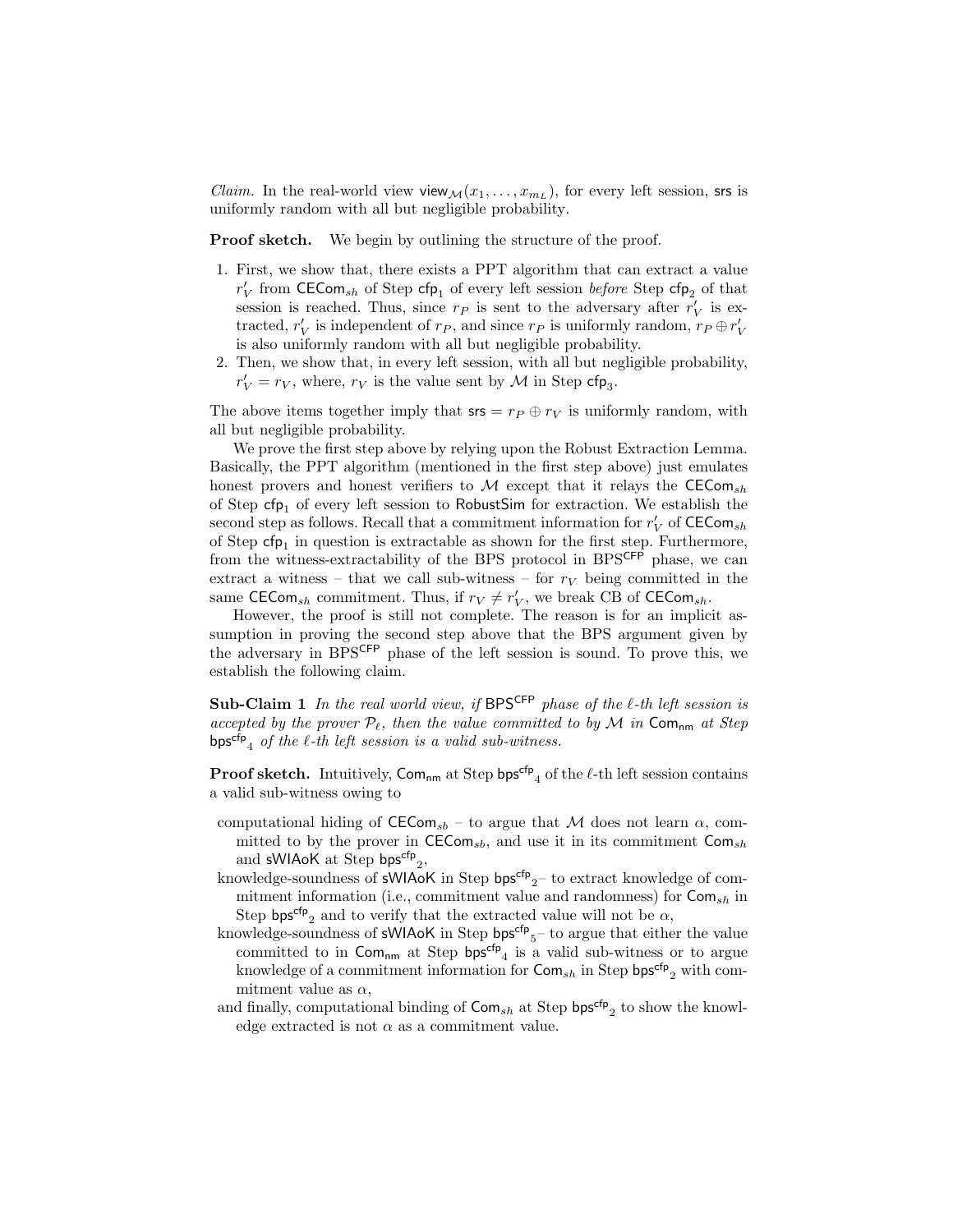*Claim.* In the real-world view $\mathsf{view}_{\mathcal{M}}(x_1, \ldots, x_{m_L})$, for every left session, $\mathsf{srs}$ is uniformly random with all but negligible probability.

**Proof sketch.** We begin by outlining the structure of the proof.

1. First, we show that, there exists a PPT algorithm that can extract a value $r'_V$ from $\mathsf{CECom}_{sh}$ of Step $\mathsf{cfp}_1$ of every left session *before* Step $\mathsf{cfp}_2$ of that session is reached. Thus, since $r_P$ is sent to the adversary after $r'_V$ is extracted, $r'_V$ is independent of $r_P$, and since $r_P$ is uniformly random, $r_P \oplus r'_V$ is also uniformly random with all but negligible probability.
2. Then, we show that, in every left session, with all but negligible probability, $r'_V = r_V$, where, $r_V$ is the value sent by $\mathcal{M}$ in Step $\mathsf{cfp}_3$.

The above items together imply that $\mathsf{srs} = r_P \oplus r_V$ is uniformly random, with all but negligible probability.

We prove the first step above by relying upon the Robust Extraction Lemma. Basically, the PPT algorithm (mentioned in the first step above) just emulates honest provers and honest verifiers to $\mathcal{M}$ except that it relays the $\mathsf{CECom}_{sh}$ of Step $\mathsf{cfp}_1$ of every left session to $\mathsf{RobustSim}$ for extraction. We establish the second step as follows. Recall that a commitment information for $r'_V$ of $\mathsf{CECom}_{sh}$ of Step $\mathsf{cfp}_1$ in question is extractable as shown for the first step. Furthermore, from the witness-extractability of the BPS protocol in BPS$^{\mathsf{CFP}}$ phase, we can extract a witness – that we call sub-witness – for $r_V$ being committed in the same $\mathsf{CECom}_{sh}$ commitment. Thus, if $r_V \neq r'_V$, we break CB of $\mathsf{CECom}_{sh}$.

However, the proof is still not complete. The reason is for an implicit assumption in proving the second step above that the BPS argument given by the adversary in BPS$^{\mathsf{CFP}}$ phase of the left session is sound. To prove this, we establish the following claim.

**Sub-Claim 1** *In the real world view, if* $\mathsf{BPS}^{\mathsf{CFP}}$ *phase of the* $\ell$*-th left session is accepted by the prover* $\mathcal{P}_\ell$*, then the value committed to by* $\mathcal{M}$ *in* $\mathsf{Com}_{\mathsf{nm}}$ *at Step* ${\mathsf{bps}^{\mathsf{cfp}}}_4$ *of the* $\ell$*-th left session is a valid sub-witness.*

**Proof sketch.** Intuitively, $\mathsf{Com}_{\mathsf{nm}}$ at Step ${\mathsf{bps}^{\mathsf{cfp}}}_4$ of the $\ell$-th left session contains a valid sub-witness owing to

- computational hiding of $\mathsf{CECom}_{sb}$ – to argue that $\mathcal{M}$ does not learn $\alpha$, committed to by the prover in $\mathsf{CECom}_{sb}$, and use it in its commitment $\mathsf{Com}_{sh}$ and $\mathsf{sWIAoK}$ at Step ${\mathsf{bps}^{\mathsf{cfp}}}_2$,
- knowledge-soundness of $\mathsf{sWIAoK}$ in Step ${\mathsf{bps}^{\mathsf{cfp}}}_2$– to extract knowledge of commitment information (i.e., commitment value and randomness) for $\mathsf{Com}_{sh}$ in Step ${\mathsf{bps}^{\mathsf{cfp}}}_2$ and to verify that the extracted value will not be $\alpha$,
- knowledge-soundness of $\mathsf{sWIAoK}$ in Step ${\mathsf{bps}^{\mathsf{cfp}}}_5$– to argue that either the value committed to in $\mathsf{Com}_{\mathsf{nm}}$ at Step ${\mathsf{bps}^{\mathsf{cfp}}}_4$ is a valid sub-witness or to argue knowledge of a commitment information for $\mathsf{Com}_{sh}$ in Step ${\mathsf{bps}^{\mathsf{cfp}}}_2$ with commitment value as $\alpha$,
- and finally, computational binding of $\mathsf{Com}_{sh}$ at Step ${\mathsf{bps}^{\mathsf{cfp}}}_2$ to show the knowledge extracted is not $\alpha$ as a commitment value.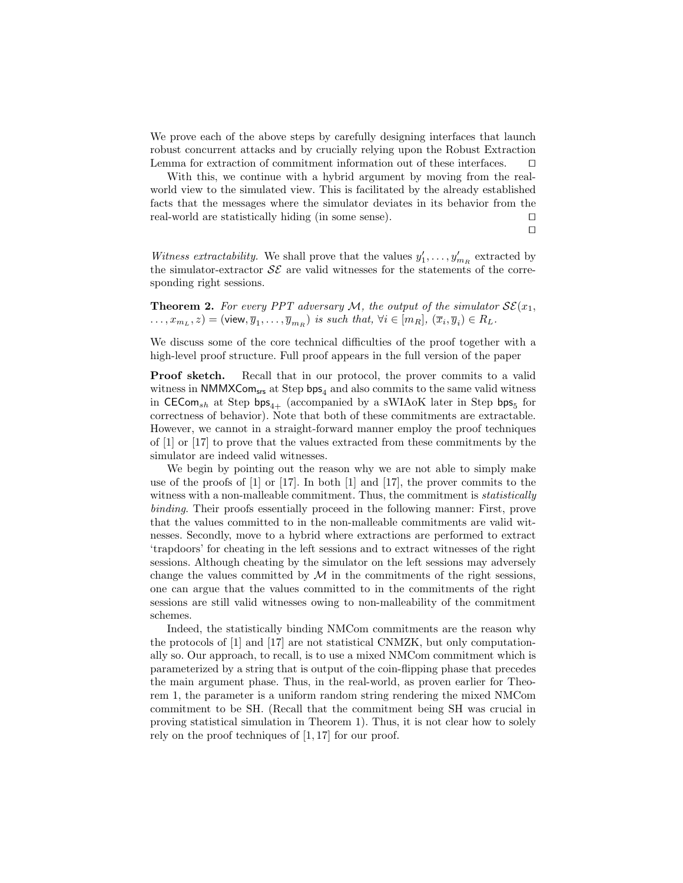We prove each of the above steps by carefully designing interfaces that launch robust concurrent attacks and by crucially relying upon the Robust Extraction Lemma for extraction of commitment information out of these interfaces. □

With this, we continue with a hybrid argument by moving from the real-world view to the simulated view. This is facilitated by the already established facts that the messages where the simulator deviates in its behavior from the real-world are statistically hiding (in some sense). □

□

*Witness extractability.* We shall prove that the values $y'_1, \ldots, y'_{m_R}$ extracted by the simulator-extractor $\mathcal{SE}$ are valid witnesses for the statements of the corresponding right sessions.

**Theorem 2.** *For every PPT adversary $\mathcal{M}$, the output of the simulator $\mathcal{SE}(x_1, \ldots, x_{m_L}, z) = (\mathsf{view}, \overline{y}_1, \ldots, \overline{y}_{m_R})$ is such that, $\forall i \in [m_R]$, $(\overline{x}_i, \overline{y}_i) \in R_L$.*

We discuss some of the core technical difficulties of the proof together with a high-level proof structure. Full proof appears in the full version of the paper

**Proof sketch.** Recall that in our protocol, the prover commits to a valid witness in $\mathsf{NMMXCom}_{\mathsf{srs}}$ at Step $\mathsf{bps}_4$ and also commits to the same valid witness in $\mathsf{CECom}_{sh}$ at Step $\mathsf{bps}_{4+}$ (accompanied by a sWIAoK later in Step $\mathsf{bps}_5$ for correctness of behavior). Note that both of these commitments are extractable. However, we cannot in a straight-forward manner employ the proof techniques of [1] or [17] to prove that the values extracted from these commitments by the simulator are indeed valid witnesses.

We begin by pointing out the reason why we are not able to simply make use of the proofs of [1] or [17]. In both [1] and [17], the prover commits to the witness with a non-malleable commitment. Thus, the commitment is *statistically binding*. Their proofs essentially proceed in the following manner: First, prove that the values committed to in the non-malleable commitments are valid witnesses. Secondly, move to a hybrid where extractions are performed to extract 'trapdoors' for cheating in the left sessions and to extract witnesses of the right sessions. Although cheating by the simulator on the left sessions may adversely change the values committed by $\mathcal{M}$ in the commitments of the right sessions, one can argue that the values committed to in the commitments of the right sessions are still valid witnesses owing to non-malleability of the commitment schemes.

Indeed, the statistically binding NMCom commitments are the reason why the protocols of [1] and [17] are not statistical CNMZK, but only computationally so. Our approach, to recall, is to use a mixed NMCom commitment which is parameterized by a string that is output of the coin-flipping phase that precedes the main argument phase. Thus, in the real-world, as proven earlier for Theorem 1, the parameter is a uniform random string rendering the mixed NMCom commitment to be SH. (Recall that the commitment being SH was crucial in proving statistical simulation in Theorem 1). Thus, it is not clear how to solely rely on the proof techniques of [1, 17] for our proof.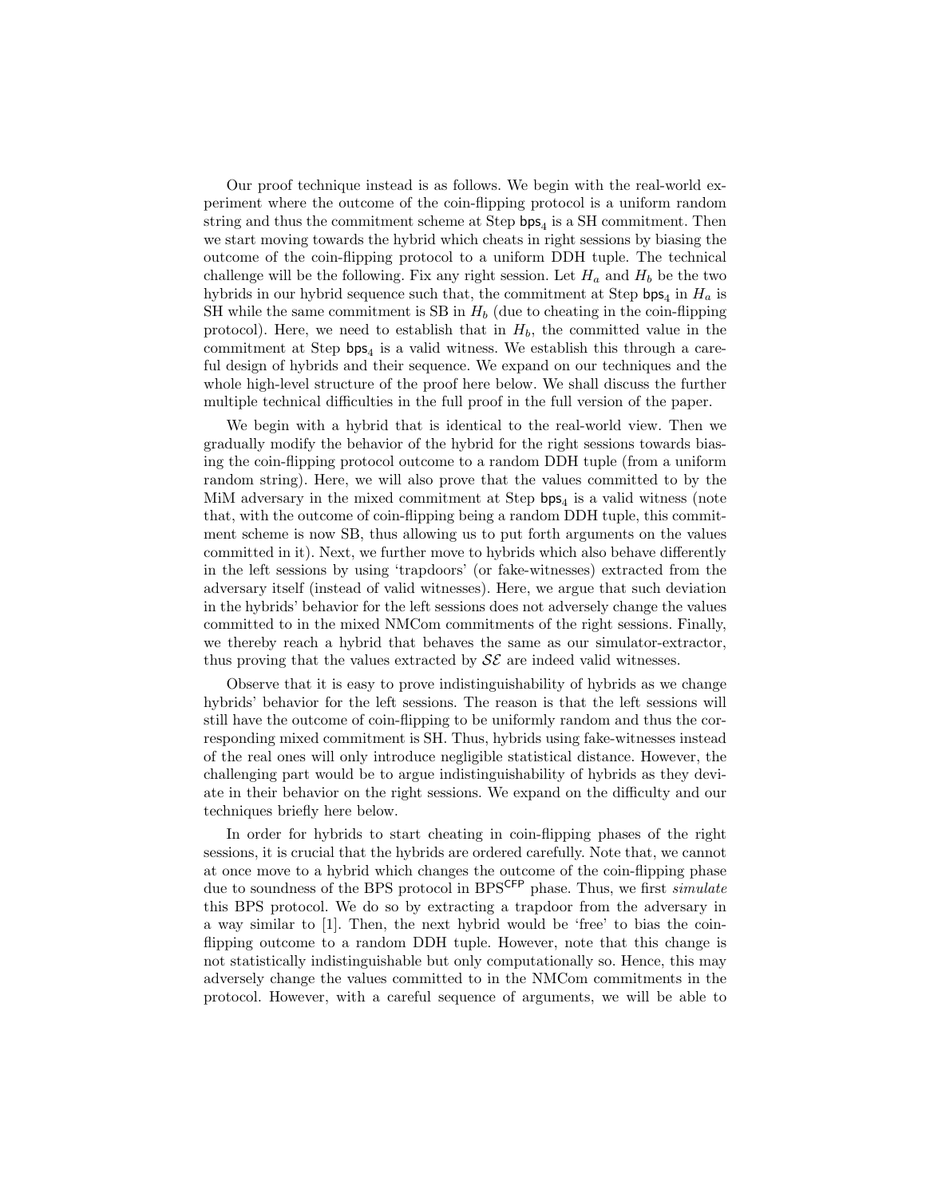Our proof technique instead is as follows. We begin with the real-world experiment where the outcome of the coin-flipping protocol is a uniform random string and thus the commitment scheme at Step $\mathsf{bps}_4$ is a SH commitment. Then we start moving towards the hybrid which cheats in right sessions by biasing the outcome of the coin-flipping protocol to a uniform DDH tuple. The technical challenge will be the following. Fix any right session. Let $H_a$ and $H_b$ be the two hybrids in our hybrid sequence such that, the commitment at Step $\mathsf{bps}_4$ in $H_a$ is SH while the same commitment is SB in $H_b$ (due to cheating in the coin-flipping protocol). Here, we need to establish that in $H_b$, the committed value in the commitment at Step $\mathsf{bps}_4$ is a valid witness. We establish this through a careful design of hybrids and their sequence. We expand on our techniques and the whole high-level structure of the proof here below. We shall discuss the further multiple technical difficulties in the full proof in the full version of the paper.

We begin with a hybrid that is identical to the real-world view. Then we gradually modify the behavior of the hybrid for the right sessions towards biasing the coin-flipping protocol outcome to a random DDH tuple (from a uniform random string). Here, we will also prove that the values committed to by the MiM adversary in the mixed commitment at Step $\mathsf{bps}_4$ is a valid witness (note that, with the outcome of coin-flipping being a random DDH tuple, this commitment scheme is now SB, thus allowing us to put forth arguments on the values committed in it). Next, we further move to hybrids which also behave differently in the left sessions by using 'trapdoors' (or fake-witnesses) extracted from the adversary itself (instead of valid witnesses). Here, we argue that such deviation in the hybrids' behavior for the left sessions does not adversely change the values committed to in the mixed NMCom commitments of the right sessions. Finally, we thereby reach a hybrid that behaves the same as our simulator-extractor, thus proving that the values extracted by $\mathcal{SE}$ are indeed valid witnesses.

Observe that it is easy to prove indistinguishability of hybrids as we change hybrids' behavior for the left sessions. The reason is that the left sessions will still have the outcome of coin-flipping to be uniformly random and thus the corresponding mixed commitment is SH. Thus, hybrids using fake-witnesses instead of the real ones will only introduce negligible statistical distance. However, the challenging part would be to argue indistinguishability of hybrids as they deviate in their behavior on the right sessions. We expand on the difficulty and our techniques briefly here below.

In order for hybrids to start cheating in coin-flipping phases of the right sessions, it is crucial that the hybrids are ordered carefully. Note that, we cannot at once move to a hybrid which changes the outcome of the coin-flipping phase due to soundness of the BPS protocol in $\mathrm{BPS}^{\mathsf{CFP}}$ phase. Thus, we first *simulate* this BPS protocol. We do so by extracting a trapdoor from the adversary in a way similar to [1]. Then, the next hybrid would be 'free' to bias the coin-flipping outcome to a random DDH tuple. However, note that this change is not statistically indistinguishable but only computationally so. Hence, this may adversely change the values committed to in the NMCom commitments in the protocol. However, with a careful sequence of arguments, we will be able to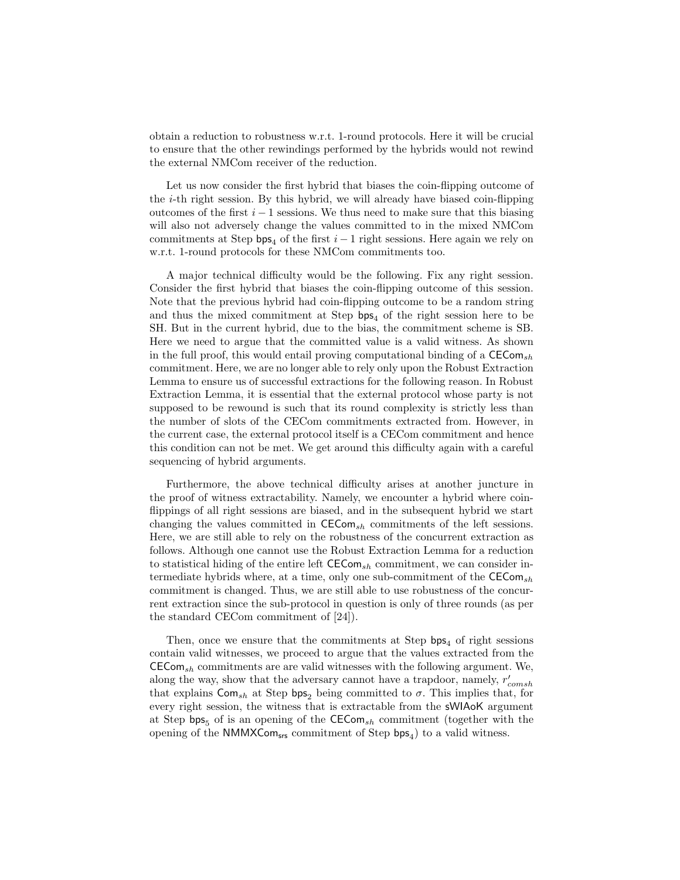obtain a reduction to robustness w.r.t. 1-round protocols. Here it will be crucial to ensure that the other rewindings performed by the hybrids would not rewind the external NMCom receiver of the reduction.

Let us now consider the first hybrid that biases the coin-flipping outcome of the $i$-th right session. By this hybrid, we will already have biased coin-flipping outcomes of the first $i-1$ sessions. We thus need to make sure that this biasing will also not adversely change the values committed to in the mixed NMCom commitments at Step $\mathsf{bps}_4$ of the first $i-1$ right sessions. Here again we rely on w.r.t. 1-round protocols for these NMCom commitments too.

A major technical difficulty would be the following. Fix any right session. Consider the first hybrid that biases the coin-flipping outcome of this session. Note that the previous hybrid had coin-flipping outcome to be a random string and thus the mixed commitment at Step $\mathsf{bps}_4$ of the right session here to be SH. But in the current hybrid, due to the bias, the commitment scheme is SB. Here we need to argue that the committed value is a valid witness. As shown in the full proof, this would entail proving computational binding of a $\mathsf{CECom}_{sh}$ commitment. Here, we are no longer able to rely only upon the Robust Extraction Lemma to ensure us of successful extractions for the following reason. In Robust Extraction Lemma, it is essential that the external protocol whose party is not supposed to be rewound is such that its round complexity is strictly less than the number of slots of the CECom commitments extracted from. However, in the current case, the external protocol itself is a CECom commitment and hence this condition can not be met. We get around this difficulty again with a careful sequencing of hybrid arguments.

Furthermore, the above technical difficulty arises at another juncture in the proof of witness extractability. Namely, we encounter a hybrid where coin-flippings of all right sessions are biased, and in the subsequent hybrid we start changing the values committed in $\mathsf{CECom}_{sh}$ commitments of the left sessions. Here, we are still able to rely on the robustness of the concurrent extraction as follows. Although one cannot use the Robust Extraction Lemma for a reduction to statistical hiding of the entire left $\mathsf{CECom}_{sh}$ commitment, we can consider intermediate hybrids where, at a time, only one sub-commitment of the $\mathsf{CECom}_{sh}$ commitment is changed. Thus, we are still able to use robustness of the concurrent extraction since the sub-protocol in question is only of three rounds (as per the standard CECom commitment of [24]).

Then, once we ensure that the commitments at Step $\mathsf{bps}_4$ of right sessions contain valid witnesses, we proceed to argue that the values extracted from the $\mathsf{CECom}_{sh}$ commitments are are valid witnesses with the following argument. We, along the way, show that the adversary cannot have a trapdoor, namely, $r'_{comsh}$ that explains $\mathsf{Com}_{sh}$ at Step $\mathsf{bps}_2$ being committed to $\sigma$. This implies that, for every right session, the witness that is extractable from the $\mathsf{sWIAoK}$ argument at Step $\mathsf{bps}_5$ of is an opening of the $\mathsf{CECom}_{sh}$ commitment (together with the opening of the $\mathsf{NMMXCom}_{\mathsf{srs}}$ commitment of Step $\mathsf{bps}_4$) to a valid witness.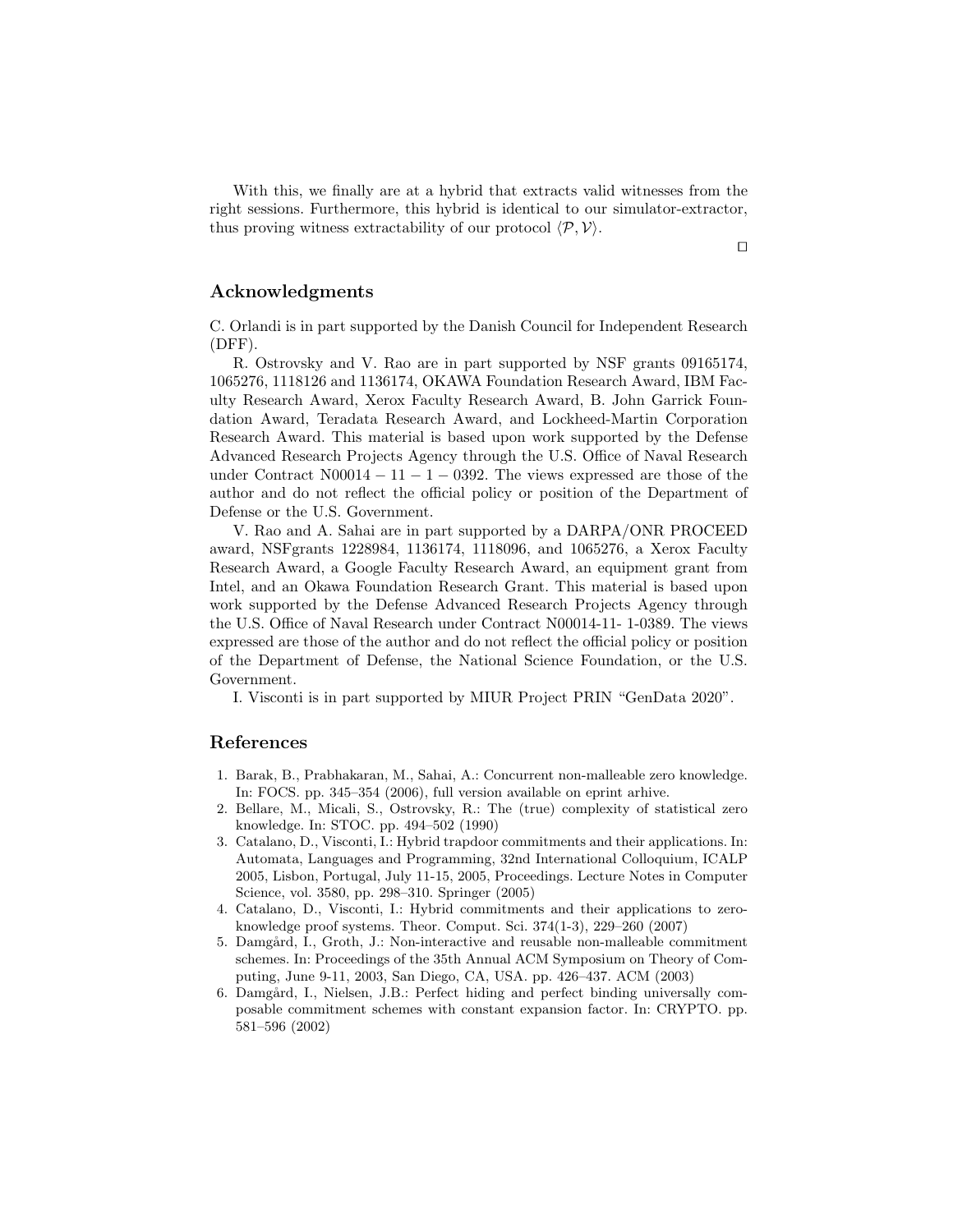With this, we finally are at a hybrid that extracts valid witnesses from the right sessions. Furthermore, this hybrid is identical to our simulator-extractor, thus proving witness extractability of our protocol $\langle \mathcal{P}, \mathcal{V} \rangle$.

$\square$

## Acknowledgments

C. Orlandi is in part supported by the Danish Council for Independent Research (DFF).

R. Ostrovsky and V. Rao are in part supported by NSF grants 09165174, 1065276, 1118126 and 1136174, OKAWA Foundation Research Award, IBM Faculty Research Award, Xerox Faculty Research Award, B. John Garrick Foundation Award, Teradata Research Award, and Lockheed-Martin Corporation Research Award. This material is based upon work supported by the Defense Advanced Research Projects Agency through the U.S. Office of Naval Research under Contract N00014 − 11 − 1 − 0392. The views expressed are those of the author and do not reflect the official policy or position of the Department of Defense or the U.S. Government.

V. Rao and A. Sahai are in part supported by a DARPA/ONR PROCEED award, NSFgrants 1228984, 1136174, 1118096, and 1065276, a Xerox Faculty Research Award, a Google Faculty Research Award, an equipment grant from Intel, and an Okawa Foundation Research Grant. This material is based upon work supported by the Defense Advanced Research Projects Agency through the U.S. Office of Naval Research under Contract N00014-11- 1-0389. The views expressed are those of the author and do not reflect the official policy or position of the Department of Defense, the National Science Foundation, or the U.S. Government.

I. Visconti is in part supported by MIUR Project PRIN "GenData 2020".

## References

1. Barak, B., Prabhakaran, M., Sahai, A.: Concurrent non-malleable zero knowledge. In: FOCS. pp. 345–354 (2006), full version available on eprint arhive.
2. Bellare, M., Micali, S., Ostrovsky, R.: The (true) complexity of statistical zero knowledge. In: STOC. pp. 494–502 (1990)
3. Catalano, D., Visconti, I.: Hybrid trapdoor commitments and their applications. In: Automata, Languages and Programming, 32nd International Colloquium, ICALP 2005, Lisbon, Portugal, July 11-15, 2005, Proceedings. Lecture Notes in Computer Science, vol. 3580, pp. 298–310. Springer (2005)
4. Catalano, D., Visconti, I.: Hybrid commitments and their applications to zero-knowledge proof systems. Theor. Comput. Sci. 374(1-3), 229–260 (2007)
5. Damgård, I., Groth, J.: Non-interactive and reusable non-malleable commitment schemes. In: Proceedings of the 35th Annual ACM Symposium on Theory of Computing, June 9-11, 2003, San Diego, CA, USA. pp. 426–437. ACM (2003)
6. Damgård, I., Nielsen, J.B.: Perfect hiding and perfect binding universally composable commitment schemes with constant expansion factor. In: CRYPTO. pp. 581–596 (2002)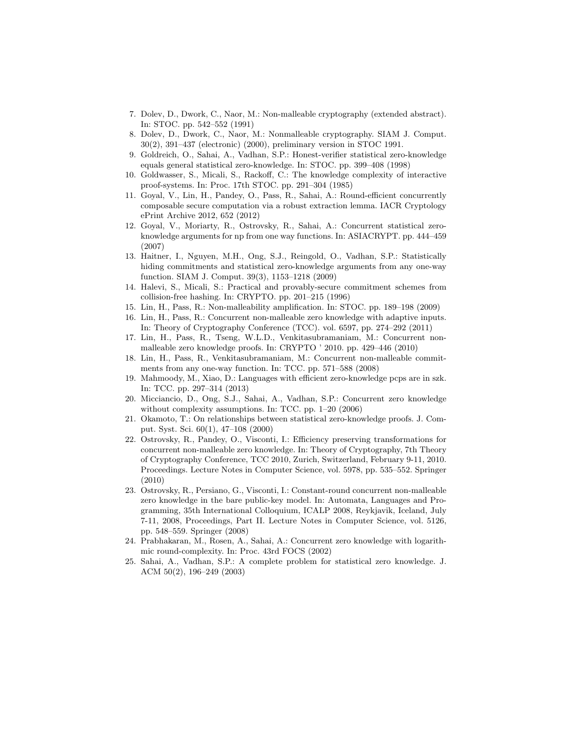7. Dolev, D., Dwork, C., Naor, M.: Non-malleable cryptography (extended abstract). In: STOC. pp. 542–552 (1991)
8. Dolev, D., Dwork, C., Naor, M.: Nonmalleable cryptography. SIAM J. Comput. 30(2), 391–437 (electronic) (2000), preliminary version in STOC 1991.
9. Goldreich, O., Sahai, A., Vadhan, S.P.: Honest-verifier statistical zero-knowledge equals general statistical zero-knowledge. In: STOC. pp. 399–408 (1998)
10. Goldwasser, S., Micali, S., Rackoff, C.: The knowledge complexity of interactive proof-systems. In: Proc. 17th STOC. pp. 291–304 (1985)
11. Goyal, V., Lin, H., Pandey, O., Pass, R., Sahai, A.: Round-efficient concurrently composable secure computation via a robust extraction lemma. IACR Cryptology ePrint Archive 2012, 652 (2012)
12. Goyal, V., Moriarty, R., Ostrovsky, R., Sahai, A.: Concurrent statistical zero-knowledge arguments for np from one way functions. In: ASIACRYPT. pp. 444–459 (2007)
13. Haitner, I., Nguyen, M.H., Ong, S.J., Reingold, O., Vadhan, S.P.: Statistically hiding commitments and statistical zero-knowledge arguments from any one-way function. SIAM J. Comput. 39(3), 1153–1218 (2009)
14. Halevi, S., Micali, S.: Practical and provably-secure commitment schemes from collision-free hashing. In: CRYPTO. pp. 201–215 (1996)
15. Lin, H., Pass, R.: Non-malleability amplification. In: STOC. pp. 189–198 (2009)
16. Lin, H., Pass, R.: Concurrent non-malleable zero knowledge with adaptive inputs. In: Theory of Cryptography Conference (TCC). vol. 6597, pp. 274–292 (2011)
17. Lin, H., Pass, R., Tseng, W.L.D., Venkitasubramaniam, M.: Concurrent non-malleable zero knowledge proofs. In: CRYPTO ' 2010. pp. 429–446 (2010)
18. Lin, H., Pass, R., Venkitasubramaniam, M.: Concurrent non-malleable commitments from any one-way function. In: TCC. pp. 571–588 (2008)
19. Mahmoody, M., Xiao, D.: Languages with efficient zero-knowledge pcps are in szk. In: TCC. pp. 297–314 (2013)
20. Micciancio, D., Ong, S.J., Sahai, A., Vadhan, S.P.: Concurrent zero knowledge without complexity assumptions. In: TCC. pp. 1–20 (2006)
21. Okamoto, T.: On relationships between statistical zero-knowledge proofs. J. Comput. Syst. Sci. 60(1), 47–108 (2000)
22. Ostrovsky, R., Pandey, O., Visconti, I.: Efficiency preserving transformations for concurrent non-malleable zero knowledge. In: Theory of Cryptography, 7th Theory of Cryptography Conference, TCC 2010, Zurich, Switzerland, February 9-11, 2010. Proceedings. Lecture Notes in Computer Science, vol. 5978, pp. 535–552. Springer (2010)
23. Ostrovsky, R., Persiano, G., Visconti, I.: Constant-round concurrent non-malleable zero knowledge in the bare public-key model. In: Automata, Languages and Programming, 35th International Colloquium, ICALP 2008, Reykjavik, Iceland, July 7-11, 2008, Proceedings, Part II. Lecture Notes in Computer Science, vol. 5126, pp. 548–559. Springer (2008)
24. Prabhakaran, M., Rosen, A., Sahai, A.: Concurrent zero knowledge with logarithmic round-complexity. In: Proc. 43rd FOCS (2002)
25. Sahai, A., Vadhan, S.P.: A complete problem for statistical zero knowledge. J. ACM 50(2), 196–249 (2003)